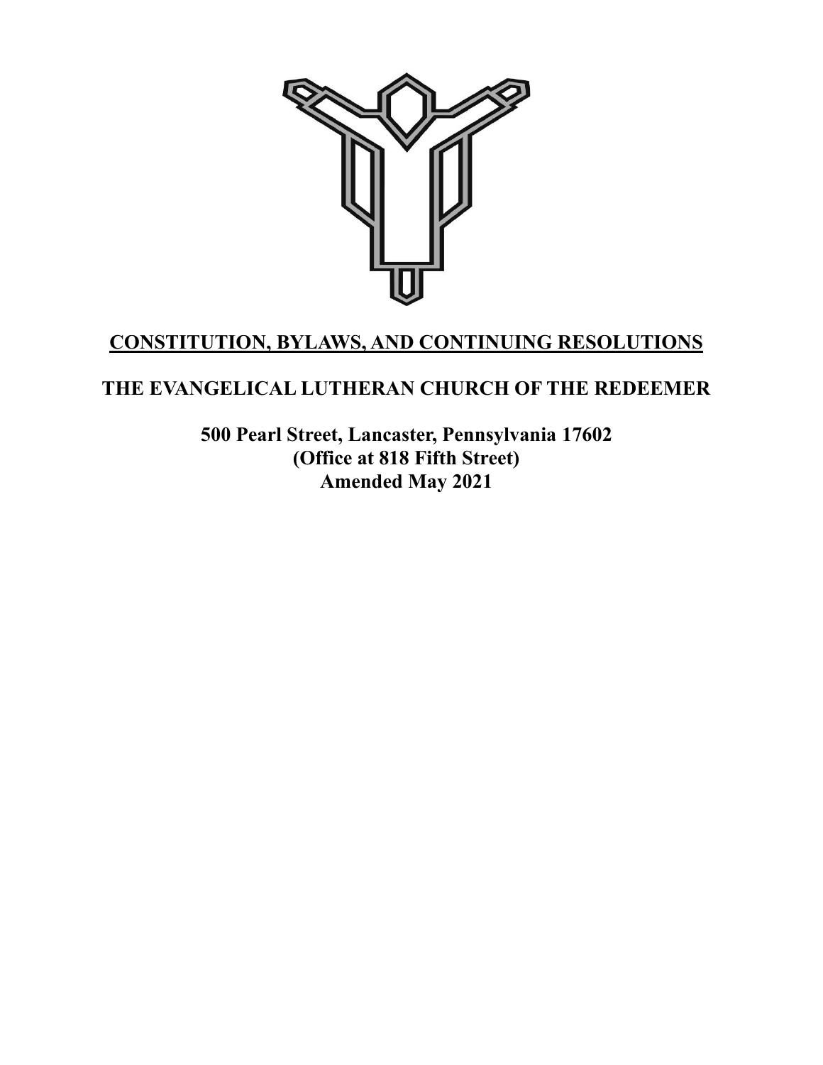# CONSTITUTION, BYLAWS, AND CONTINUING RESOLUTIONS

## THE EVANGELICAL LUTHERAN CHURCH OF THE REDEEMER

**500 Pearl Street, Lancaster, Pennsylvania 17602**
**(Office at 818 Fifth Street)**
**Amended May 2021**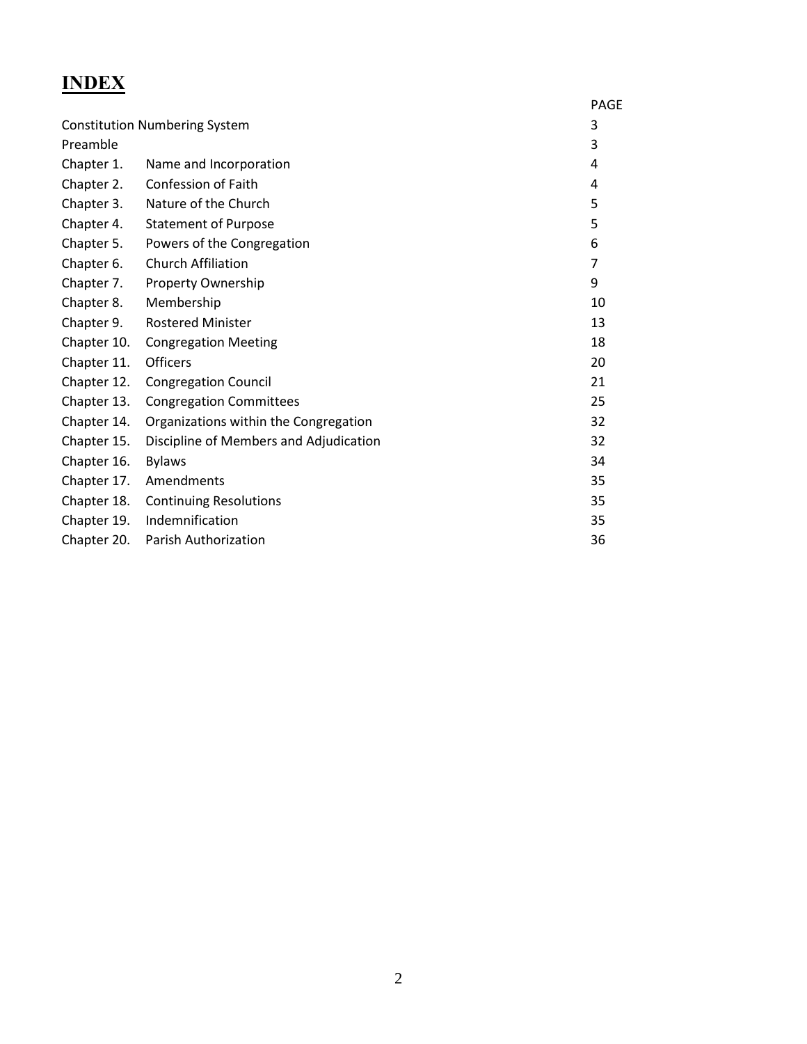# INDEX

| | | PAGE |
|---|---|---|
| Constitution Numbering System | | 3 |
| Preamble | | 3 |
| Chapter 1. | Name and Incorporation | 4 |
| Chapter 2. | Confession of Faith | 4 |
| Chapter 3. | Nature of the Church | 5 |
| Chapter 4. | Statement of Purpose | 5 |
| Chapter 5. | Powers of the Congregation | 6 |
| Chapter 6. | Church Affiliation | 7 |
| Chapter 7. | Property Ownership | 9 |
| Chapter 8. | Membership | 10 |
| Chapter 9. | Rostered Minister | 13 |
| Chapter 10. | Congregation Meeting | 18 |
| Chapter 11. | Officers | 20 |
| Chapter 12. | Congregation Council | 21 |
| Chapter 13. | Congregation Committees | 25 |
| Chapter 14. | Organizations within the Congregation | 32 |
| Chapter 15. | Discipline of Members and Adjudication | 32 |
| Chapter 16. | Bylaws | 34 |
| Chapter 17. | Amendments | 35 |
| Chapter 18. | Continuing Resolutions | 35 |
| Chapter 19. | Indemnification | 35 |
| Chapter 20. | Parish Authorization | 36 |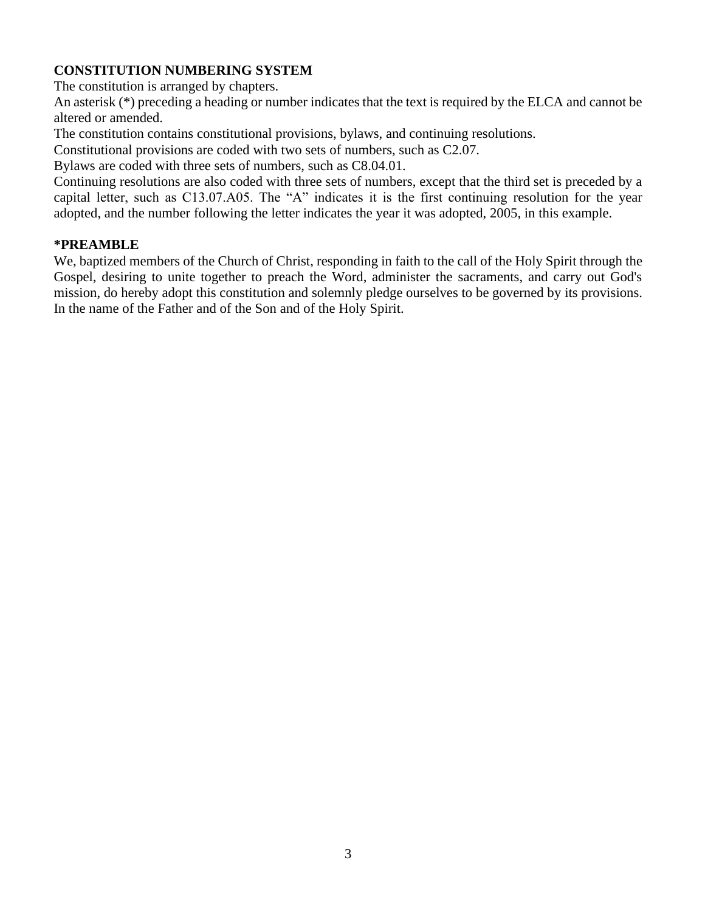**CONSTITUTION NUMBERING SYSTEM**

The constitution is arranged by chapters.

An asterisk (*) preceding a heading or number indicates that the text is required by the ELCA and cannot be altered or amended.

The constitution contains constitutional provisions, bylaws, and continuing resolutions.

Constitutional provisions are coded with two sets of numbers, such as C2.07.

Bylaws are coded with three sets of numbers, such as C8.04.01.

Continuing resolutions are also coded with three sets of numbers, except that the third set is preceded by a capital letter, such as C13.07.A05. The "A" indicates it is the first continuing resolution for the year adopted, and the number following the letter indicates the year it was adopted, 2005, in this example.

**\*PREAMBLE**

We, baptized members of the Church of Christ, responding in faith to the call of the Holy Spirit through the Gospel, desiring to unite together to preach the Word, administer the sacraments, and carry out God's mission, do hereby adopt this constitution and solemnly pledge ourselves to be governed by its provisions. In the name of the Father and of the Son and of the Holy Spirit.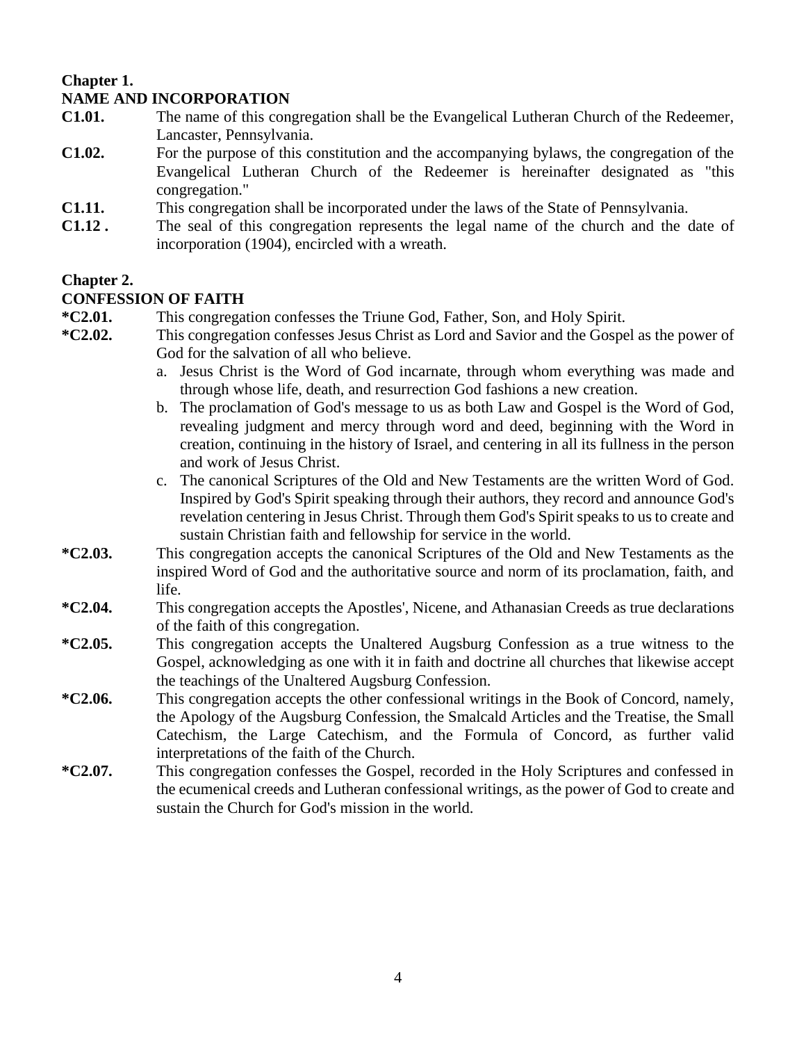## Chapter 1.
## NAME AND INCORPORATION

**C1.01.** The name of this congregation shall be the Evangelical Lutheran Church of the Redeemer, Lancaster, Pennsylvania.

**C1.02.** For the purpose of this constitution and the accompanying bylaws, the congregation of the Evangelical Lutheran Church of the Redeemer is hereinafter designated as "this congregation."

**C1.11.** This congregation shall be incorporated under the laws of the State of Pennsylvania.

**C1.12 .** The seal of this congregation represents the legal name of the church and the date of incorporation (1904), encircled with a wreath.

## Chapter 2.
## CONFESSION OF FAITH

***C2.01.** This congregation confesses the Triune God, Father, Son, and Holy Spirit.

***C2.02.** This congregation confesses Jesus Christ as Lord and Savior and the Gospel as the power of God for the salvation of all who believe.

a. Jesus Christ is the Word of God incarnate, through whom everything was made and through whose life, death, and resurrection God fashions a new creation.
b. The proclamation of God's message to us as both Law and Gospel is the Word of God, revealing judgment and mercy through word and deed, beginning with the Word in creation, continuing in the history of Israel, and centering in all its fullness in the person and work of Jesus Christ.
c. The canonical Scriptures of the Old and New Testaments are the written Word of God. Inspired by God's Spirit speaking through their authors, they record and announce God's revelation centering in Jesus Christ. Through them God's Spirit speaks to us to create and sustain Christian faith and fellowship for service in the world.

***C2.03.** This congregation accepts the canonical Scriptures of the Old and New Testaments as the inspired Word of God and the authoritative source and norm of its proclamation, faith, and life.

***C2.04.** This congregation accepts the Apostles', Nicene, and Athanasian Creeds as true declarations of the faith of this congregation.

***C2.05.** This congregation accepts the Unaltered Augsburg Confession as a true witness to the Gospel, acknowledging as one with it in faith and doctrine all churches that likewise accept the teachings of the Unaltered Augsburg Confession.

***C2.06.** This congregation accepts the other confessional writings in the Book of Concord, namely, the Apology of the Augsburg Confession, the Smalcald Articles and the Treatise, the Small Catechism, the Large Catechism, and the Formula of Concord, as further valid interpretations of the faith of the Church.

***C2.07.** This congregation confesses the Gospel, recorded in the Holy Scriptures and confessed in the ecumenical creeds and Lutheran confessional writings, as the power of God to create and sustain the Church for God's mission in the world.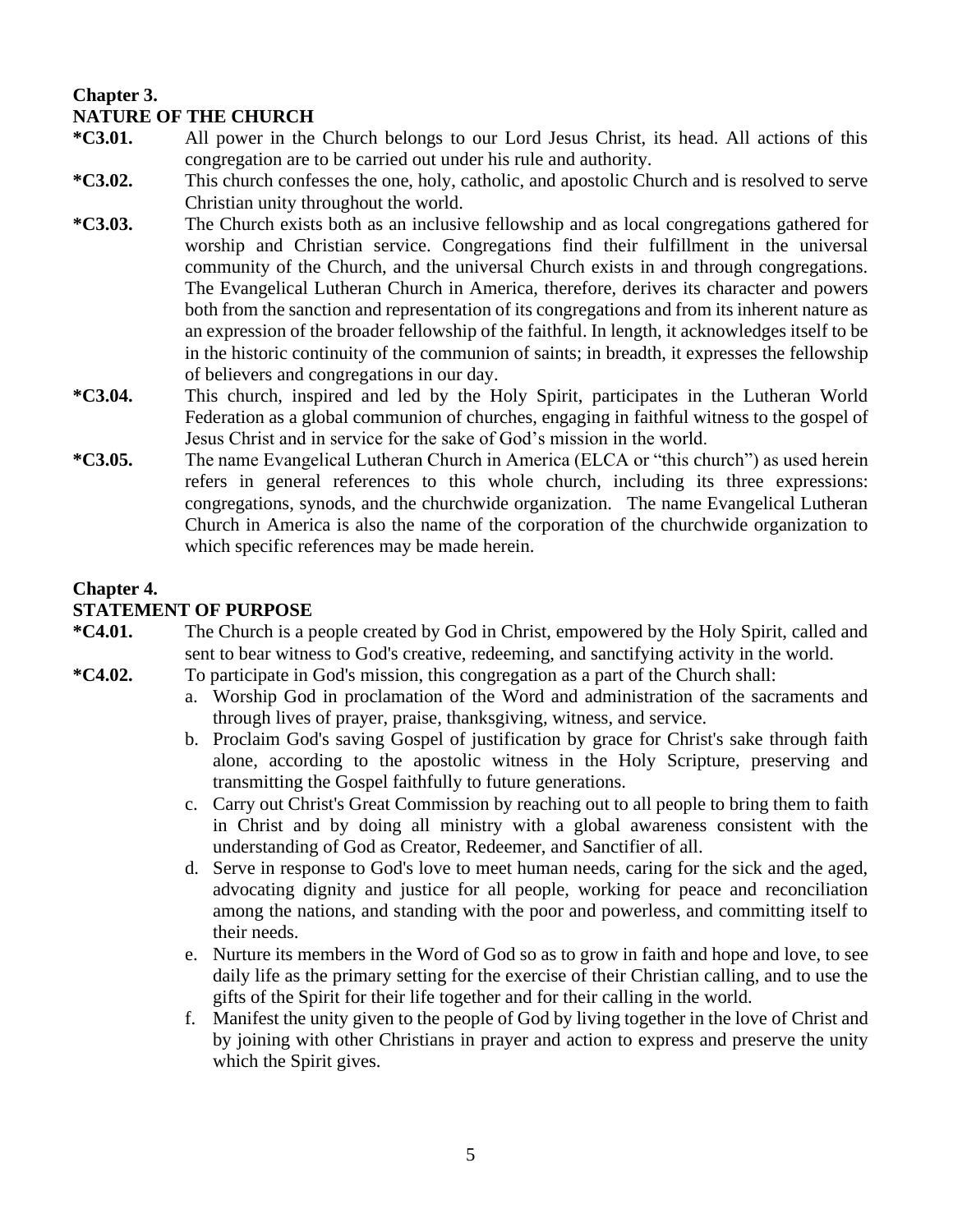## Chapter 3.
## NATURE OF THE CHURCH

**\*C3.01.** All power in the Church belongs to our Lord Jesus Christ, its head. All actions of this congregation are to be carried out under his rule and authority.

**\*C3.02.** This church confesses the one, holy, catholic, and apostolic Church and is resolved to serve Christian unity throughout the world.

**\*C3.03.** The Church exists both as an inclusive fellowship and as local congregations gathered for worship and Christian service. Congregations find their fulfillment in the universal community of the Church, and the universal Church exists in and through congregations. The Evangelical Lutheran Church in America, therefore, derives its character and powers both from the sanction and representation of its congregations and from its inherent nature as an expression of the broader fellowship of the faithful. In length, it acknowledges itself to be in the historic continuity of the communion of saints; in breadth, it expresses the fellowship of believers and congregations in our day.

**\*C3.04.** This church, inspired and led by the Holy Spirit, participates in the Lutheran World Federation as a global communion of churches, engaging in faithful witness to the gospel of Jesus Christ and in service for the sake of God's mission in the world.

**\*C3.05.** The name Evangelical Lutheran Church in America (ELCA or "this church") as used herein refers in general references to this whole church, including its three expressions: congregations, synods, and the churchwide organization. The name Evangelical Lutheran Church in America is also the name of the corporation of the churchwide organization to which specific references may be made herein.

## Chapter 4.
## STATEMENT OF PURPOSE

**\*C4.01.** The Church is a people created by God in Christ, empowered by the Holy Spirit, called and sent to bear witness to God's creative, redeeming, and sanctifying activity in the world.

**\*C4.02.** To participate in God's mission, this congregation as a part of the Church shall:

a. Worship God in proclamation of the Word and administration of the sacraments and through lives of prayer, praise, thanksgiving, witness, and service.

b. Proclaim God's saving Gospel of justification by grace for Christ's sake through faith alone, according to the apostolic witness in the Holy Scripture, preserving and transmitting the Gospel faithfully to future generations.

c. Carry out Christ's Great Commission by reaching out to all people to bring them to faith in Christ and by doing all ministry with a global awareness consistent with the understanding of God as Creator, Redeemer, and Sanctifier of all.

d. Serve in response to God's love to meet human needs, caring for the sick and the aged, advocating dignity and justice for all people, working for peace and reconciliation among the nations, and standing with the poor and powerless, and committing itself to their needs.

e. Nurture its members in the Word of God so as to grow in faith and hope and love, to see daily life as the primary setting for the exercise of their Christian calling, and to use the gifts of the Spirit for their life together and for their calling in the world.

f. Manifest the unity given to the people of God by living together in the love of Christ and by joining with other Christians in prayer and action to express and preserve the unity which the Spirit gives.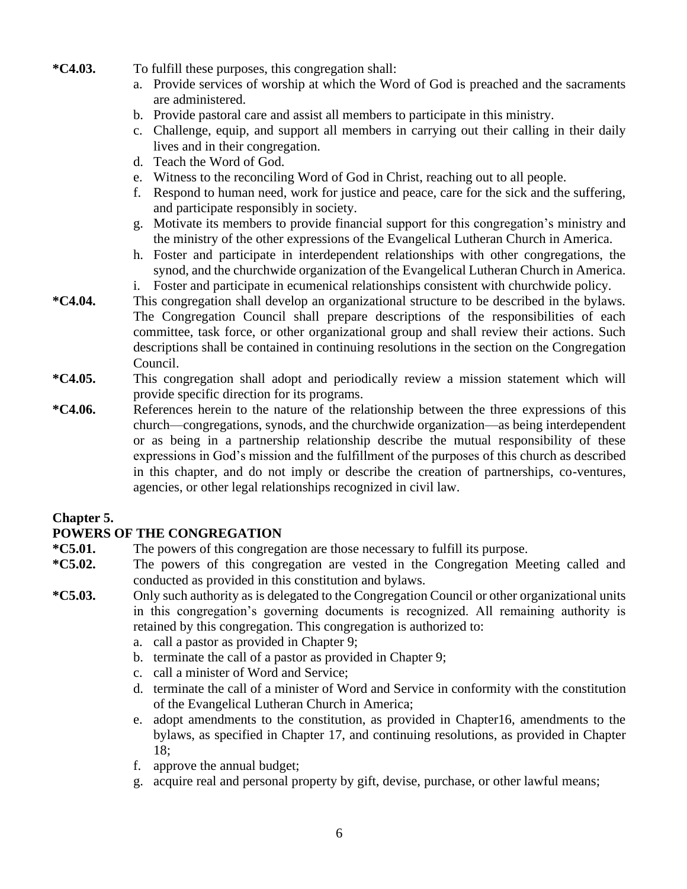**\*C4.03.** To fulfill these purposes, this congregation shall:

a. Provide services of worship at which the Word of God is preached and the sacraments are administered.
b. Provide pastoral care and assist all members to participate in this ministry.
c. Challenge, equip, and support all members in carrying out their calling in their daily lives and in their congregation.
d. Teach the Word of God.
e. Witness to the reconciling Word of God in Christ, reaching out to all people.
f. Respond to human need, work for justice and peace, care for the sick and the suffering, and participate responsibly in society.
g. Motivate its members to provide financial support for this congregation's ministry and the ministry of the other expressions of the Evangelical Lutheran Church in America.
h. Foster and participate in interdependent relationships with other congregations, the synod, and the churchwide organization of the Evangelical Lutheran Church in America.
i. Foster and participate in ecumenical relationships consistent with churchwide policy.

**\*C4.04.** This congregation shall develop an organizational structure to be described in the bylaws. The Congregation Council shall prepare descriptions of the responsibilities of each committee, task force, or other organizational group and shall review their actions. Such descriptions shall be contained in continuing resolutions in the section on the Congregation Council.

**\*C4.05.** This congregation shall adopt and periodically review a mission statement which will provide specific direction for its programs.

**\*C4.06.** References herein to the nature of the relationship between the three expressions of this church—congregations, synods, and the churchwide organization—as being interdependent or as being in a partnership relationship describe the mutual responsibility of these expressions in God's mission and the fulfillment of the purposes of this church as described in this chapter, and do not imply or describe the creation of partnerships, co-ventures, agencies, or other legal relationships recognized in civil law.

## Chapter 5.
## POWERS OF THE CONGREGATION

**\*C5.01.** The powers of this congregation are those necessary to fulfill its purpose.

**\*C5.02.** The powers of this congregation are vested in the Congregation Meeting called and conducted as provided in this constitution and bylaws.

**\*C5.03.** Only such authority as is delegated to the Congregation Council or other organizational units in this congregation's governing documents is recognized. All remaining authority is retained by this congregation. This congregation is authorized to:

a. call a pastor as provided in Chapter 9;
b. terminate the call of a pastor as provided in Chapter 9;
c. call a minister of Word and Service;
d. terminate the call of a minister of Word and Service in conformity with the constitution of the Evangelical Lutheran Church in America;
e. adopt amendments to the constitution, as provided in Chapter16, amendments to the bylaws, as specified in Chapter 17, and continuing resolutions, as provided in Chapter 18;
f. approve the annual budget;
g. acquire real and personal property by gift, devise, purchase, or other lawful means;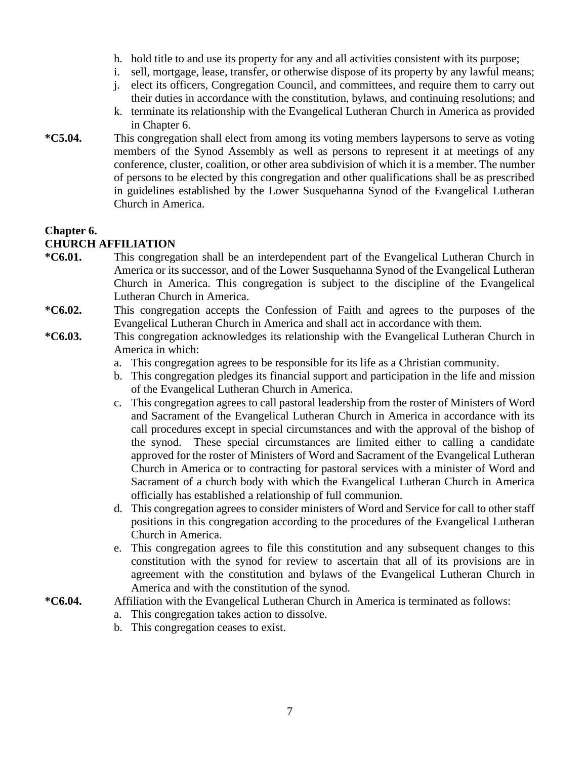h. hold title to and use its property for any and all activities consistent with its purpose;
i. sell, mortgage, lease, transfer, or otherwise dispose of its property by any lawful means;
j. elect its officers, Congregation Council, and committees, and require them to carry out their duties in accordance with the constitution, bylaws, and continuing resolutions; and
k. terminate its relationship with the Evangelical Lutheran Church in America as provided in Chapter 6.

**\*C5.04.** This congregation shall elect from among its voting members laypersons to serve as voting members of the Synod Assembly as well as persons to represent it at meetings of any conference, cluster, coalition, or other area subdivision of which it is a member. The number of persons to be elected by this congregation and other qualifications shall be as prescribed in guidelines established by the Lower Susquehanna Synod of the Evangelical Lutheran Church in America.

## Chapter 6.
## CHURCH AFFILIATION

**\*C6.01.** This congregation shall be an interdependent part of the Evangelical Lutheran Church in America or its successor, and of the Lower Susquehanna Synod of the Evangelical Lutheran Church in America. This congregation is subject to the discipline of the Evangelical Lutheran Church in America.

**\*C6.02.** This congregation accepts the Confession of Faith and agrees to the purposes of the Evangelical Lutheran Church in America and shall act in accordance with them.

**\*C6.03.** This congregation acknowledges its relationship with the Evangelical Lutheran Church in America in which:

a. This congregation agrees to be responsible for its life as a Christian community.
b. This congregation pledges its financial support and participation in the life and mission of the Evangelical Lutheran Church in America.
c. This congregation agrees to call pastoral leadership from the roster of Ministers of Word and Sacrament of the Evangelical Lutheran Church in America in accordance with its call procedures except in special circumstances and with the approval of the bishop of the synod. These special circumstances are limited either to calling a candidate approved for the roster of Ministers of Word and Sacrament of the Evangelical Lutheran Church in America or to contracting for pastoral services with a minister of Word and Sacrament of a church body with which the Evangelical Lutheran Church in America officially has established a relationship of full communion.
d. This congregation agrees to consider ministers of Word and Service for call to other staff positions in this congregation according to the procedures of the Evangelical Lutheran Church in America.
e. This congregation agrees to file this constitution and any subsequent changes to this constitution with the synod for review to ascertain that all of its provisions are in agreement with the constitution and bylaws of the Evangelical Lutheran Church in America and with the constitution of the synod.

**\*C6.04.** Affiliation with the Evangelical Lutheran Church in America is terminated as follows:

a. This congregation takes action to dissolve.
b. This congregation ceases to exist.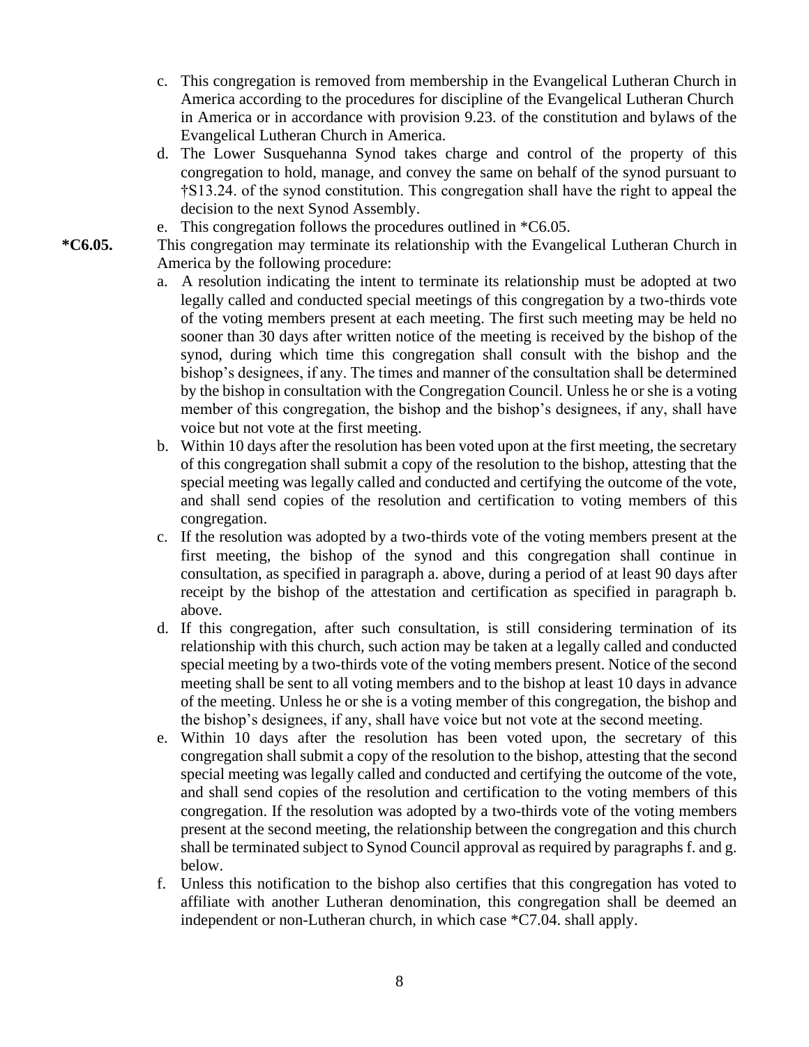c. This congregation is removed from membership in the Evangelical Lutheran Church in America according to the procedures for discipline of the Evangelical Lutheran Church in America or in accordance with provision 9.23. of the constitution and bylaws of the Evangelical Lutheran Church in America.

d. The Lower Susquehanna Synod takes charge and control of the property of this congregation to hold, manage, and convey the same on behalf of the synod pursuant to †S13.24. of the synod constitution. This congregation shall have the right to appeal the decision to the next Synod Assembly.

e. This congregation follows the procedures outlined in *C6.05.

**\*C6.05.** This congregation may terminate its relationship with the Evangelical Lutheran Church in America by the following procedure:

a. A resolution indicating the intent to terminate its relationship must be adopted at two legally called and conducted special meetings of this congregation by a two-thirds vote of the voting members present at each meeting. The first such meeting may be held no sooner than 30 days after written notice of the meeting is received by the bishop of the synod, during which time this congregation shall consult with the bishop and the bishop's designees, if any. The times and manner of the consultation shall be determined by the bishop in consultation with the Congregation Council. Unless he or she is a voting member of this congregation, the bishop and the bishop's designees, if any, shall have voice but not vote at the first meeting.

b. Within 10 days after the resolution has been voted upon at the first meeting, the secretary of this congregation shall submit a copy of the resolution to the bishop, attesting that the special meeting was legally called and conducted and certifying the outcome of the vote, and shall send copies of the resolution and certification to voting members of this congregation.

c. If the resolution was adopted by a two-thirds vote of the voting members present at the first meeting, the bishop of the synod and this congregation shall continue in consultation, as specified in paragraph a. above, during a period of at least 90 days after receipt by the bishop of the attestation and certification as specified in paragraph b. above.

d. If this congregation, after such consultation, is still considering termination of its relationship with this church, such action may be taken at a legally called and conducted special meeting by a two-thirds vote of the voting members present. Notice of the second meeting shall be sent to all voting members and to the bishop at least 10 days in advance of the meeting. Unless he or she is a voting member of this congregation, the bishop and the bishop's designees, if any, shall have voice but not vote at the second meeting.

e. Within 10 days after the resolution has been voted upon, the secretary of this congregation shall submit a copy of the resolution to the bishop, attesting that the second special meeting was legally called and conducted and certifying the outcome of the vote, and shall send copies of the resolution and certification to the voting members of this congregation. If the resolution was adopted by a two-thirds vote of the voting members present at the second meeting, the relationship between the congregation and this church shall be terminated subject to Synod Council approval as required by paragraphs f. and g. below.

f. Unless this notification to the bishop also certifies that this congregation has voted to affiliate with another Lutheran denomination, this congregation shall be deemed an independent or non-Lutheran church, in which case *C7.04. shall apply.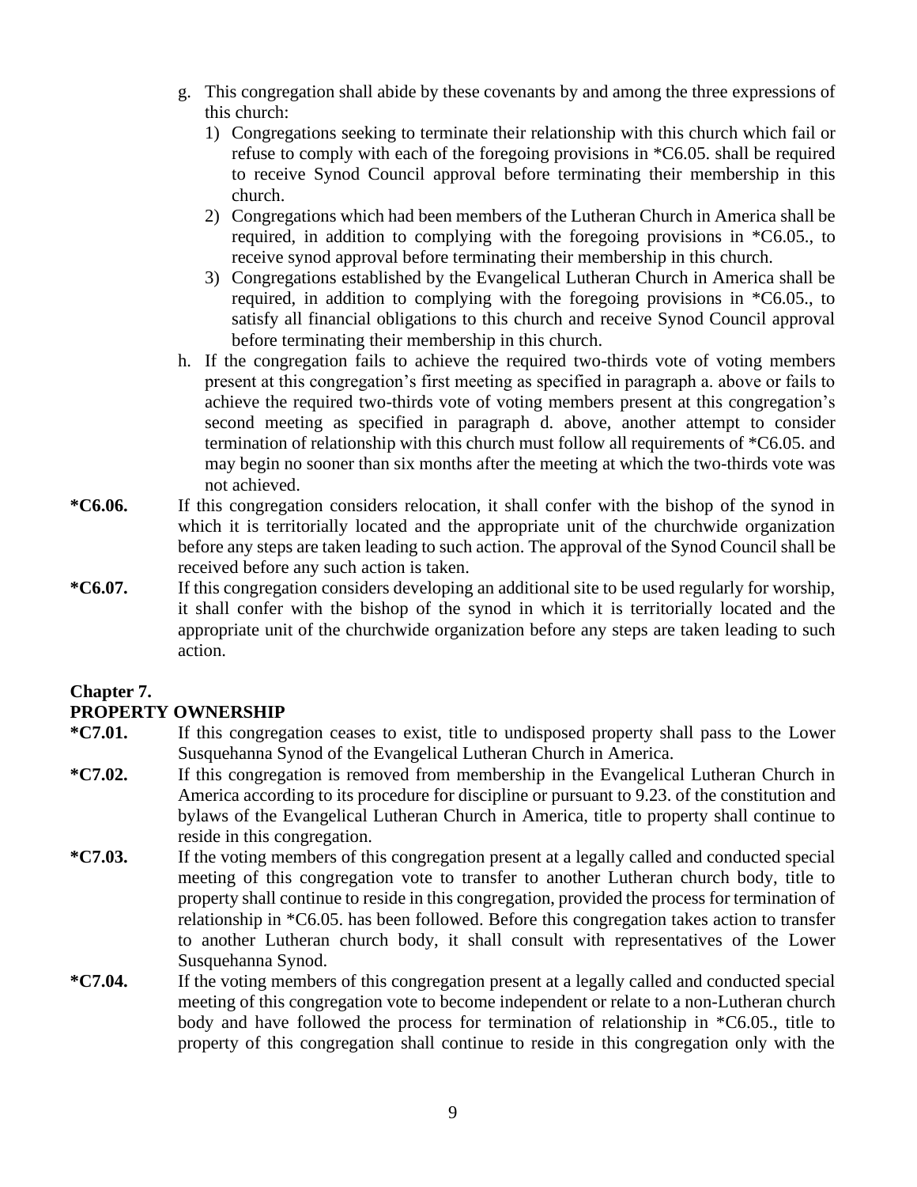g. This congregation shall abide by these covenants by and among the three expressions of this church:
   1) Congregations seeking to terminate their relationship with this church which fail or refuse to comply with each of the foregoing provisions in *C6.05. shall be required to receive Synod Council approval before terminating their membership in this church.
   2) Congregations which had been members of the Lutheran Church in America shall be required, in addition to complying with the foregoing provisions in *C6.05., to receive synod approval before terminating their membership in this church.
   3) Congregations established by the Evangelical Lutheran Church in America shall be required, in addition to complying with the foregoing provisions in *C6.05., to satisfy all financial obligations to this church and receive Synod Council approval before terminating their membership in this church.

h. If the congregation fails to achieve the required two-thirds vote of voting members present at this congregation's first meeting as specified in paragraph a. above or fails to achieve the required two-thirds vote of voting members present at this congregation's second meeting as specified in paragraph d. above, another attempt to consider termination of relationship with this church must follow all requirements of *C6.05. and may begin no sooner than six months after the meeting at which the two-thirds vote was not achieved.

**\*C6.06.** If this congregation considers relocation, it shall confer with the bishop of the synod in which it is territorially located and the appropriate unit of the churchwide organization before any steps are taken leading to such action. The approval of the Synod Council shall be received before any such action is taken.

**\*C6.07.** If this congregation considers developing an additional site to be used regularly for worship, it shall confer with the bishop of the synod in which it is territorially located and the appropriate unit of the churchwide organization before any steps are taken leading to such action.

## Chapter 7.
## PROPERTY OWNERSHIP

**\*C7.01.** If this congregation ceases to exist, title to undisposed property shall pass to the Lower Susquehanna Synod of the Evangelical Lutheran Church in America.

**\*C7.02.** If this congregation is removed from membership in the Evangelical Lutheran Church in America according to its procedure for discipline or pursuant to 9.23. of the constitution and bylaws of the Evangelical Lutheran Church in America, title to property shall continue to reside in this congregation.

**\*C7.03.** If the voting members of this congregation present at a legally called and conducted special meeting of this congregation vote to transfer to another Lutheran church body, title to property shall continue to reside in this congregation, provided the process for termination of relationship in *C6.05. has been followed. Before this congregation takes action to transfer to another Lutheran church body, it shall consult with representatives of the Lower Susquehanna Synod.

**\*C7.04.** If the voting members of this congregation present at a legally called and conducted special meeting of this congregation vote to become independent or relate to a non-Lutheran church body and have followed the process for termination of relationship in *C6.05., title to property of this congregation shall continue to reside in this congregation only with the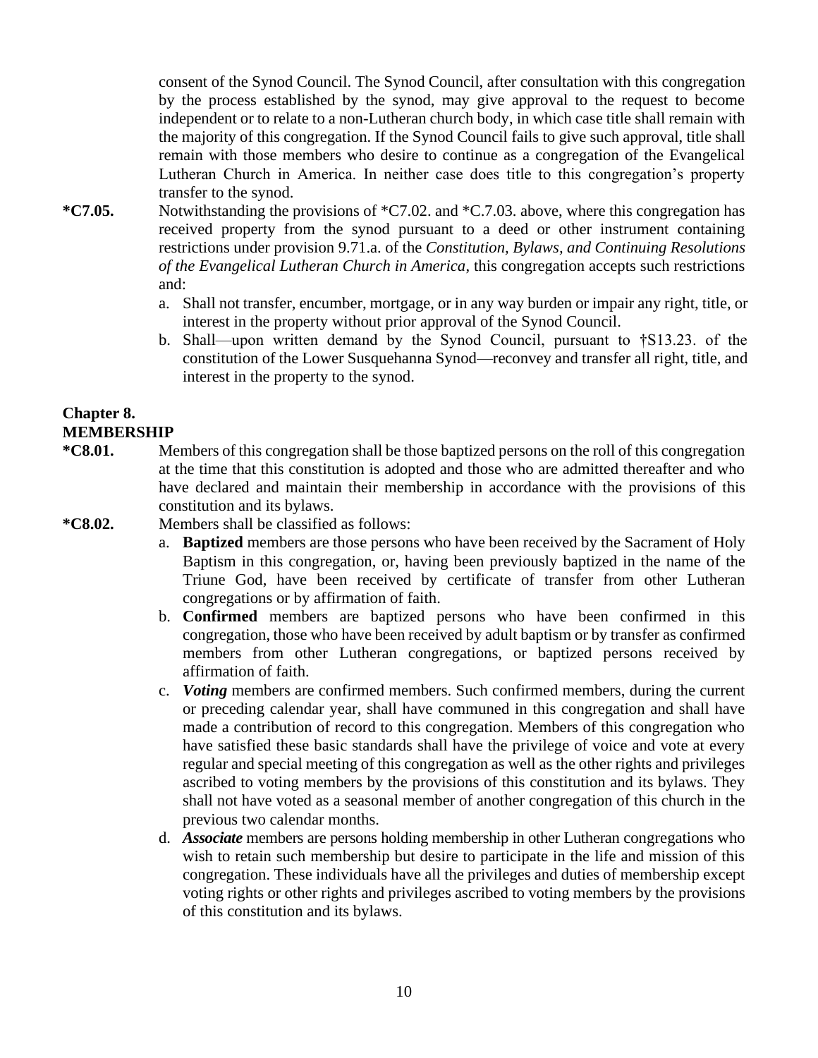consent of the Synod Council. The Synod Council, after consultation with this congregation by the process established by the synod, may give approval to the request to become independent or to relate to a non-Lutheran church body, in which case title shall remain with the majority of this congregation. If the Synod Council fails to give such approval, title shall remain with those members who desire to continue as a congregation of the Evangelical Lutheran Church in America. In neither case does title to this congregation's property transfer to the synod.

**\*C7.05.** Notwithstanding the provisions of \*C7.02. and \*C.7.03. above, where this congregation has received property from the synod pursuant to a deed or other instrument containing restrictions under provision 9.71.a. of the *Constitution, Bylaws, and Continuing Resolutions of the Evangelical Lutheran Church in America*, this congregation accepts such restrictions and:

a. Shall not transfer, encumber, mortgage, or in any way burden or impair any right, title, or interest in the property without prior approval of the Synod Council.

b. Shall—upon written demand by the Synod Council, pursuant to †S13.23. of the constitution of the Lower Susquehanna Synod—reconvey and transfer all right, title, and interest in the property to the synod.

## Chapter 8.
## MEMBERSHIP

**\*C8.01.** Members of this congregation shall be those baptized persons on the roll of this congregation at the time that this constitution is adopted and those who are admitted thereafter and who have declared and maintain their membership in accordance with the provisions of this constitution and its bylaws.

**\*C8.02.** Members shall be classified as follows:

a. **Baptized** members are those persons who have been received by the Sacrament of Holy Baptism in this congregation, or, having been previously baptized in the name of the Triune God, have been received by certificate of transfer from other Lutheran congregations or by affirmation of faith.

b. **Confirmed** members are baptized persons who have been confirmed in this congregation, those who have been received by adult baptism or by transfer as confirmed members from other Lutheran congregations, or baptized persons received by affirmation of faith.

c. ***Voting*** members are confirmed members. Such confirmed members, during the current or preceding calendar year, shall have communed in this congregation and shall have made a contribution of record to this congregation. Members of this congregation who have satisfied these basic standards shall have the privilege of voice and vote at every regular and special meeting of this congregation as well as the other rights and privileges ascribed to voting members by the provisions of this constitution and its bylaws. They shall not have voted as a seasonal member of another congregation of this church in the previous two calendar months.

d. ***Associate*** members are persons holding membership in other Lutheran congregations who wish to retain such membership but desire to participate in the life and mission of this congregation. These individuals have all the privileges and duties of membership except voting rights or other rights and privileges ascribed to voting members by the provisions of this constitution and its bylaws.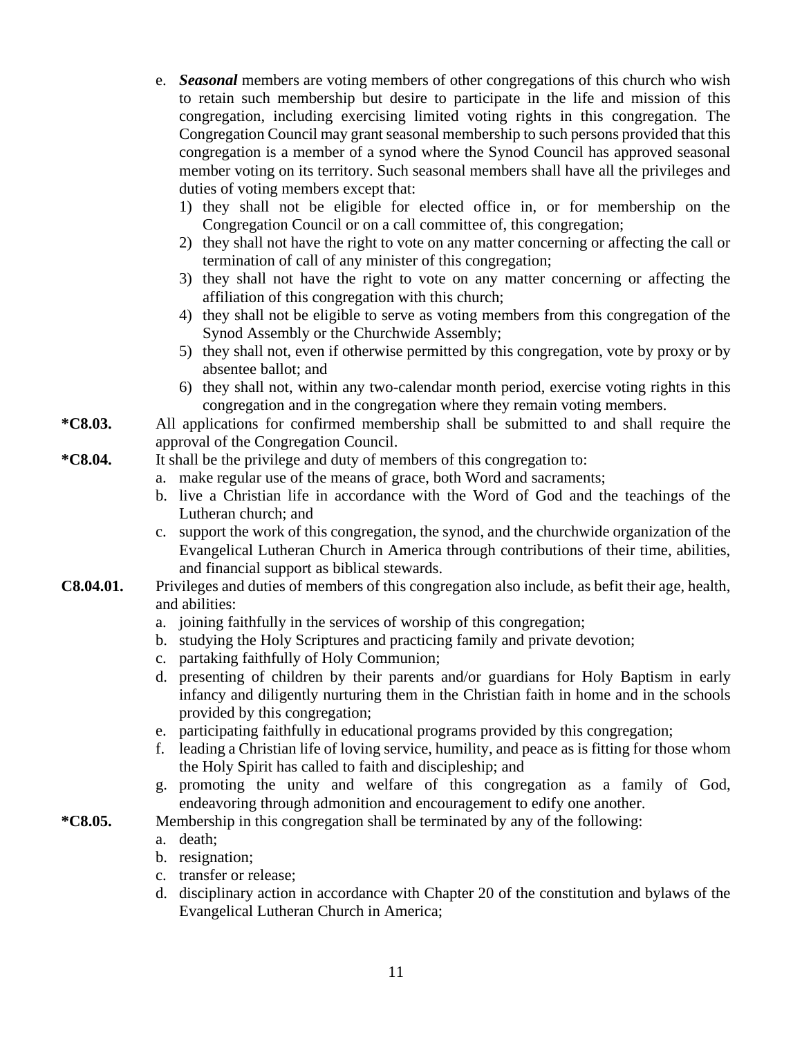e. ***Seasonal*** members are voting members of other congregations of this church who wish to retain such membership but desire to participate in the life and mission of this congregation, including exercising limited voting rights in this congregation. The Congregation Council may grant seasonal membership to such persons provided that this congregation is a member of a synod where the Synod Council has approved seasonal member voting on its territory. Such seasonal members shall have all the privileges and duties of voting members except that:

   1) they shall not be eligible for elected office in, or for membership on the Congregation Council or on a call committee of, this congregation;
   2) they shall not have the right to vote on any matter concerning or affecting the call or termination of call of any minister of this congregation;
   3) they shall not have the right to vote on any matter concerning or affecting the affiliation of this congregation with this church;
   4) they shall not be eligible to serve as voting members from this congregation of the Synod Assembly or the Churchwide Assembly;
   5) they shall not, even if otherwise permitted by this congregation, vote by proxy or by absentee ballot; and
   6) they shall not, within any two-calendar month period, exercise voting rights in this congregation and in the congregation where they remain voting members.

**\*C8.03.** All applications for confirmed membership shall be submitted to and shall require the approval of the Congregation Council.

**\*C8.04.** It shall be the privilege and duty of members of this congregation to:

a. make regular use of the means of grace, both Word and sacraments;
b. live a Christian life in accordance with the Word of God and the teachings of the Lutheran church; and
c. support the work of this congregation, the synod, and the churchwide organization of the Evangelical Lutheran Church in America through contributions of their time, abilities, and financial support as biblical stewards.

**C8.04.01.** Privileges and duties of members of this congregation also include, as befit their age, health, and abilities:

a. joining faithfully in the services of worship of this congregation;
b. studying the Holy Scriptures and practicing family and private devotion;
c. partaking faithfully of Holy Communion;
d. presenting of children by their parents and/or guardians for Holy Baptism in early infancy and diligently nurturing them in the Christian faith in home and in the schools provided by this congregation;
e. participating faithfully in educational programs provided by this congregation;
f. leading a Christian life of loving service, humility, and peace as is fitting for those whom the Holy Spirit has called to faith and discipleship; and
g. promoting the unity and welfare of this congregation as a family of God, endeavoring through admonition and encouragement to edify one another.

**\*C8.05.** Membership in this congregation shall be terminated by any of the following:

a. death;
b. resignation;
c. transfer or release;
d. disciplinary action in accordance with Chapter 20 of the constitution and bylaws of the Evangelical Lutheran Church in America;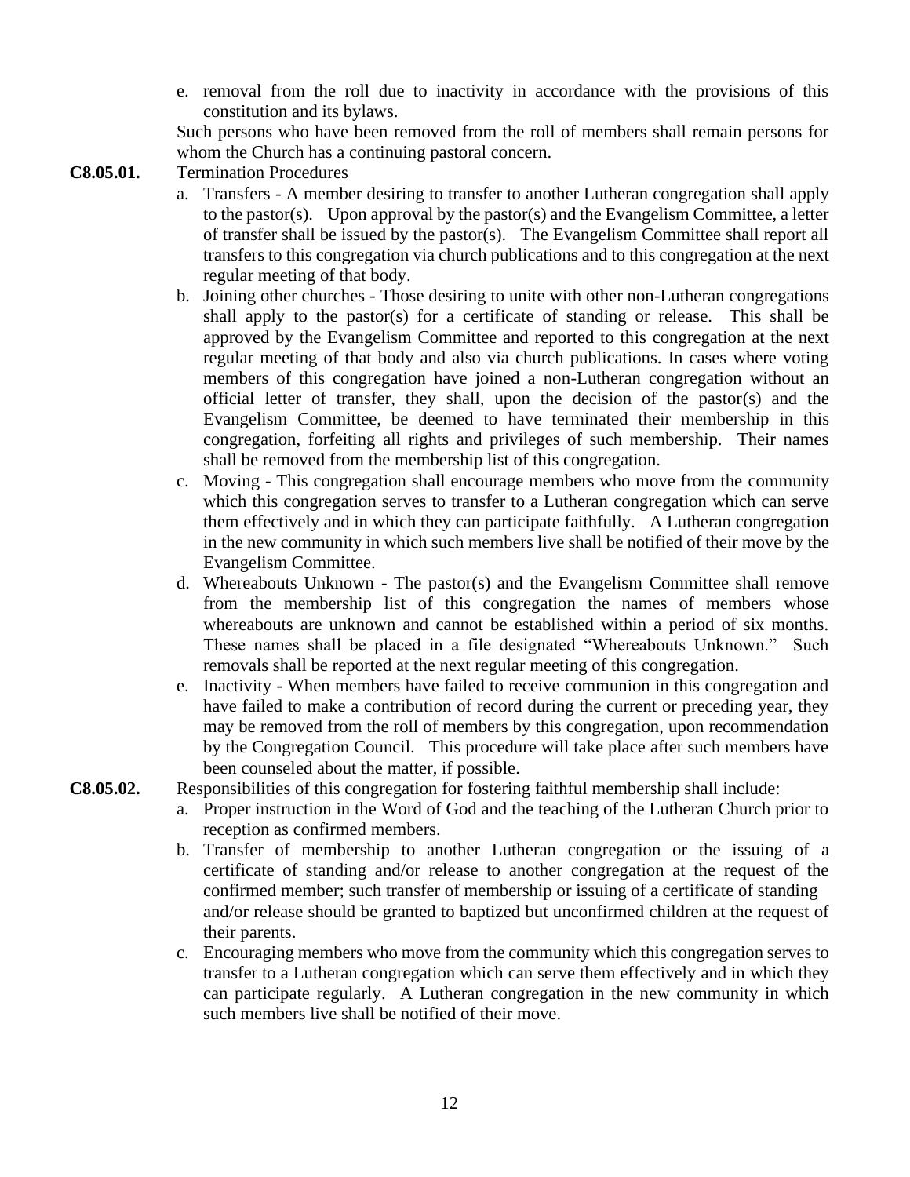e. removal from the roll due to inactivity in accordance with the provisions of this constitution and its bylaws.

Such persons who have been removed from the roll of members shall remain persons for whom the Church has a continuing pastoral concern.

**C8.05.01.** Termination Procedures

a. Transfers - A member desiring to transfer to another Lutheran congregation shall apply to the pastor(s). Upon approval by the pastor(s) and the Evangelism Committee, a letter of transfer shall be issued by the pastor(s). The Evangelism Committee shall report all transfers to this congregation via church publications and to this congregation at the next regular meeting of that body.

b. Joining other churches - Those desiring to unite with other non-Lutheran congregations shall apply to the pastor(s) for a certificate of standing or release. This shall be approved by the Evangelism Committee and reported to this congregation at the next regular meeting of that body and also via church publications. In cases where voting members of this congregation have joined a non-Lutheran congregation without an official letter of transfer, they shall, upon the decision of the pastor(s) and the Evangelism Committee, be deemed to have terminated their membership in this congregation, forfeiting all rights and privileges of such membership. Their names shall be removed from the membership list of this congregation.

c. Moving - This congregation shall encourage members who move from the community which this congregation serves to transfer to a Lutheran congregation which can serve them effectively and in which they can participate faithfully. A Lutheran congregation in the new community in which such members live shall be notified of their move by the Evangelism Committee.

d. Whereabouts Unknown - The pastor(s) and the Evangelism Committee shall remove from the membership list of this congregation the names of members whose whereabouts are unknown and cannot be established within a period of six months. These names shall be placed in a file designated "Whereabouts Unknown." Such removals shall be reported at the next regular meeting of this congregation.

e. Inactivity - When members have failed to receive communion in this congregation and have failed to make a contribution of record during the current or preceding year, they may be removed from the roll of members by this congregation, upon recommendation by the Congregation Council. This procedure will take place after such members have been counseled about the matter, if possible.

**C8.05.02.** Responsibilities of this congregation for fostering faithful membership shall include:

a. Proper instruction in the Word of God and the teaching of the Lutheran Church prior to reception as confirmed members.

b. Transfer of membership to another Lutheran congregation or the issuing of a certificate of standing and/or release to another congregation at the request of the confirmed member; such transfer of membership or issuing of a certificate of standing and/or release should be granted to baptized but unconfirmed children at the request of their parents.

c. Encouraging members who move from the community which this congregation serves to transfer to a Lutheran congregation which can serve them effectively and in which they can participate regularly. A Lutheran congregation in the new community in which such members live shall be notified of their move.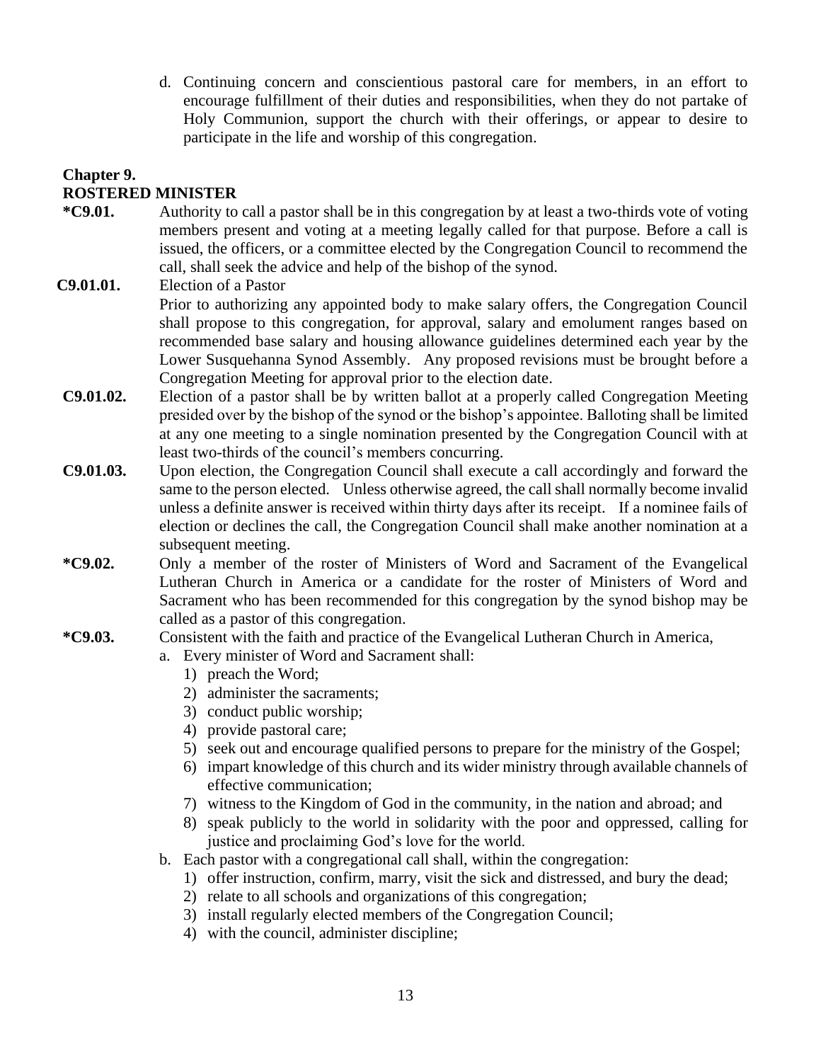d. Continuing concern and conscientious pastoral care for members, in an effort to encourage fulfillment of their duties and responsibilities, when they do not partake of Holy Communion, support the church with their offerings, or appear to desire to participate in the life and worship of this congregation.

## Chapter 9.
## ROSTERED MINISTER

**\*C9.01.** Authority to call a pastor shall be in this congregation by at least a two-thirds vote of voting members present and voting at a meeting legally called for that purpose. Before a call is issued, the officers, or a committee elected by the Congregation Council to recommend the call, shall seek the advice and help of the bishop of the synod.

**C9.01.01.** Election of a Pastor
Prior to authorizing any appointed body to make salary offers, the Congregation Council shall propose to this congregation, for approval, salary and emolument ranges based on recommended base salary and housing allowance guidelines determined each year by the Lower Susquehanna Synod Assembly. Any proposed revisions must be brought before a Congregation Meeting for approval prior to the election date.

**C9.01.02.** Election of a pastor shall be by written ballot at a properly called Congregation Meeting presided over by the bishop of the synod or the bishop's appointee. Balloting shall be limited at any one meeting to a single nomination presented by the Congregation Council with at least two-thirds of the council's members concurring.

**C9.01.03.** Upon election, the Congregation Council shall execute a call accordingly and forward the same to the person elected. Unless otherwise agreed, the call shall normally become invalid unless a definite answer is received within thirty days after its receipt. If a nominee fails of election or declines the call, the Congregation Council shall make another nomination at a subsequent meeting.

**\*C9.02.** Only a member of the roster of Ministers of Word and Sacrament of the Evangelical Lutheran Church in America or a candidate for the roster of Ministers of Word and Sacrament who has been recommended for this congregation by the synod bishop may be called as a pastor of this congregation.

**\*C9.03.** Consistent with the faith and practice of the Evangelical Lutheran Church in America,

a. Every minister of Word and Sacrament shall:
   1) preach the Word;
   2) administer the sacraments;
   3) conduct public worship;
   4) provide pastoral care;
   5) seek out and encourage qualified persons to prepare for the ministry of the Gospel;
   6) impart knowledge of this church and its wider ministry through available channels of effective communication;
   7) witness to the Kingdom of God in the community, in the nation and abroad; and
   8) speak publicly to the world in solidarity with the poor and oppressed, calling for justice and proclaiming God's love for the world.

b. Each pastor with a congregational call shall, within the congregation:
   1) offer instruction, confirm, marry, visit the sick and distressed, and bury the dead;
   2) relate to all schools and organizations of this congregation;
   3) install regularly elected members of the Congregation Council;
   4) with the council, administer discipline;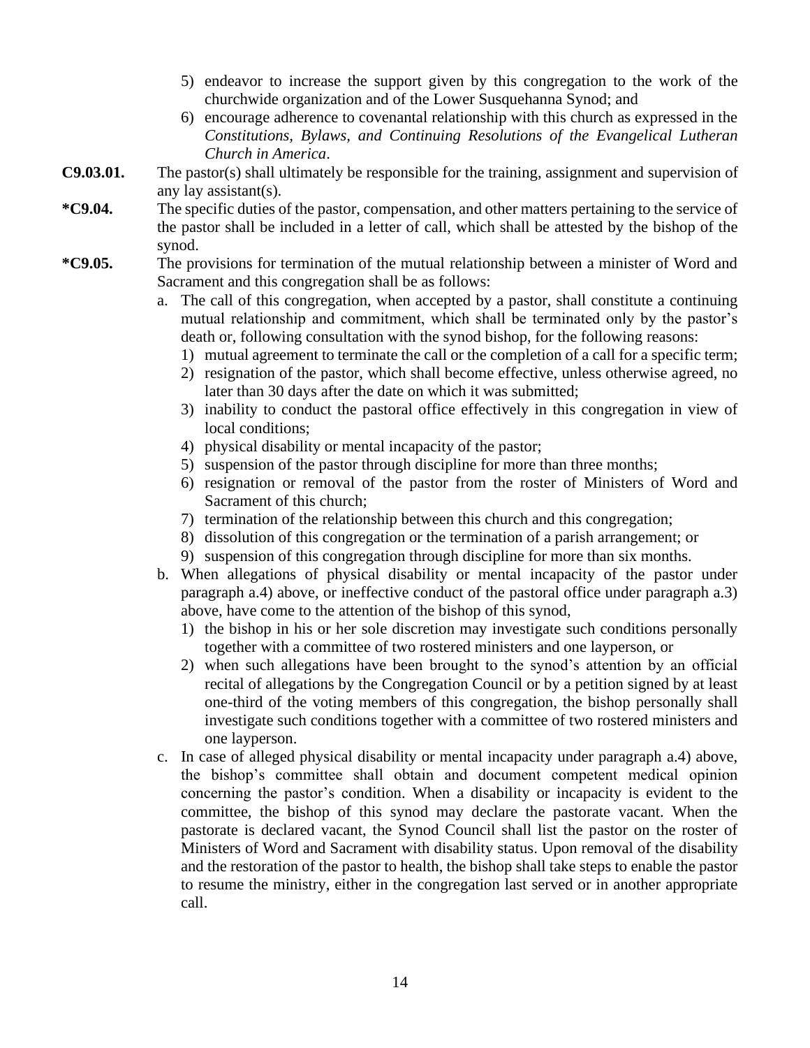5) endeavor to increase the support given by this congregation to the work of the churchwide organization and of the Lower Susquehanna Synod; and
6) encourage adherence to covenantal relationship with this church as expressed in the *Constitutions, Bylaws, and Continuing Resolutions of the Evangelical Lutheran Church in America*.

**C9.03.01.** The pastor(s) shall ultimately be responsible for the training, assignment and supervision of any lay assistant(s).

***C9.04.** The specific duties of the pastor, compensation, and other matters pertaining to the service of the pastor shall be included in a letter of call, which shall be attested by the bishop of the synod.

***C9.05.** The provisions for termination of the mutual relationship between a minister of Word and Sacrament and this congregation shall be as follows:

a. The call of this congregation, when accepted by a pastor, shall constitute a continuing mutual relationship and commitment, which shall be terminated only by the pastor's death or, following consultation with the synod bishop, for the following reasons:
   1) mutual agreement to terminate the call or the completion of a call for a specific term;
   2) resignation of the pastor, which shall become effective, unless otherwise agreed, no later than 30 days after the date on which it was submitted;
   3) inability to conduct the pastoral office effectively in this congregation in view of local conditions;
   4) physical disability or mental incapacity of the pastor;
   5) suspension of the pastor through discipline for more than three months;
   6) resignation or removal of the pastor from the roster of Ministers of Word and Sacrament of this church;
   7) termination of the relationship between this church and this congregation;
   8) dissolution of this congregation or the termination of a parish arrangement; or
   9) suspension of this congregation through discipline for more than six months.

b. When allegations of physical disability or mental incapacity of the pastor under paragraph a.4) above, or ineffective conduct of the pastoral office under paragraph a.3) above, have come to the attention of the bishop of this synod,
   1) the bishop in his or her sole discretion may investigate such conditions personally together with a committee of two rostered ministers and one layperson, or
   2) when such allegations have been brought to the synod's attention by an official recital of allegations by the Congregation Council or by a petition signed by at least one-third of the voting members of this congregation, the bishop personally shall investigate such conditions together with a committee of two rostered ministers and one layperson.

c. In case of alleged physical disability or mental incapacity under paragraph a.4) above, the bishop's committee shall obtain and document competent medical opinion concerning the pastor's condition. When a disability or incapacity is evident to the committee, the bishop of this synod may declare the pastorate vacant. When the pastorate is declared vacant, the Synod Council shall list the pastor on the roster of Ministers of Word and Sacrament with disability status. Upon removal of the disability and the restoration of the pastor to health, the bishop shall take steps to enable the pastor to resume the ministry, either in the congregation last served or in another appropriate call.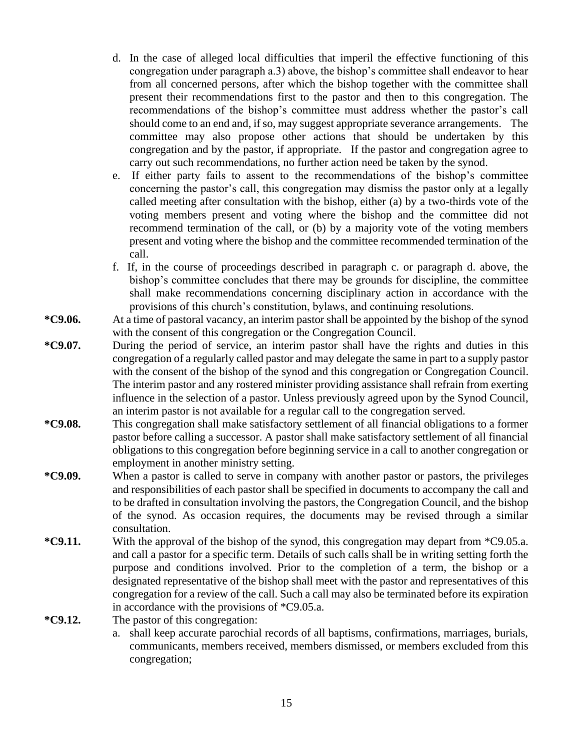d. In the case of alleged local difficulties that imperil the effective functioning of this congregation under paragraph a.3) above, the bishop's committee shall endeavor to hear from all concerned persons, after which the bishop together with the committee shall present their recommendations first to the pastor and then to this congregation. The recommendations of the bishop's committee must address whether the pastor's call should come to an end and, if so, may suggest appropriate severance arrangements. The committee may also propose other actions that should be undertaken by this congregation and by the pastor, if appropriate. If the pastor and congregation agree to carry out such recommendations, no further action need be taken by the synod.

e. If either party fails to assent to the recommendations of the bishop's committee concerning the pastor's call, this congregation may dismiss the pastor only at a legally called meeting after consultation with the bishop, either (a) by a two-thirds vote of the voting members present and voting where the bishop and the committee did not recommend termination of the call, or (b) by a majority vote of the voting members present and voting where the bishop and the committee recommended termination of the call.

f. If, in the course of proceedings described in paragraph c. or paragraph d. above, the bishop's committee concludes that there may be grounds for discipline, the committee shall make recommendations concerning disciplinary action in accordance with the provisions of this church's constitution, bylaws, and continuing resolutions.

**\*C9.06.** At a time of pastoral vacancy, an interim pastor shall be appointed by the bishop of the synod with the consent of this congregation or the Congregation Council.

**\*C9.07.** During the period of service, an interim pastor shall have the rights and duties in this congregation of a regularly called pastor and may delegate the same in part to a supply pastor with the consent of the bishop of the synod and this congregation or Congregation Council. The interim pastor and any rostered minister providing assistance shall refrain from exerting influence in the selection of a pastor. Unless previously agreed upon by the Synod Council, an interim pastor is not available for a regular call to the congregation served.

**\*C9.08.** This congregation shall make satisfactory settlement of all financial obligations to a former pastor before calling a successor. A pastor shall make satisfactory settlement of all financial obligations to this congregation before beginning service in a call to another congregation or employment in another ministry setting.

**\*C9.09.** When a pastor is called to serve in company with another pastor or pastors, the privileges and responsibilities of each pastor shall be specified in documents to accompany the call and to be drafted in consultation involving the pastors, the Congregation Council, and the bishop of the synod. As occasion requires, the documents may be revised through a similar consultation.

**\*C9.11.** With the approval of the bishop of the synod, this congregation may depart from *C9.05.a. and call a pastor for a specific term. Details of such calls shall be in writing setting forth the purpose and conditions involved. Prior to the completion of a term, the bishop or a designated representative of the bishop shall meet with the pastor and representatives of this congregation for a review of the call. Such a call may also be terminated before its expiration in accordance with the provisions of *C9.05.a.

**\*C9.12.** The pastor of this congregation:

a. shall keep accurate parochial records of all baptisms, confirmations, marriages, burials, communicants, members received, members dismissed, or members excluded from this congregation;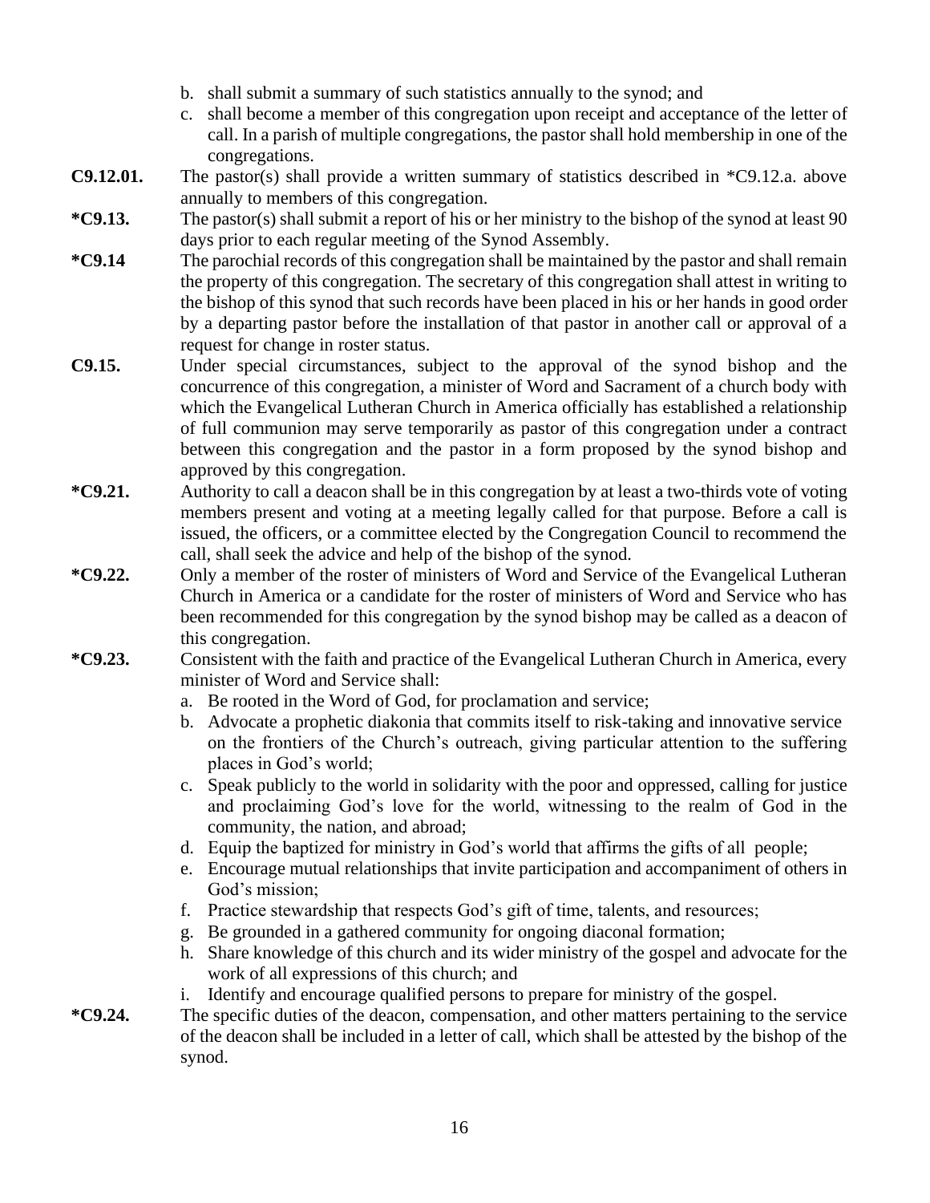b. shall submit a summary of such statistics annually to the synod; and
c. shall become a member of this congregation upon receipt and acceptance of the letter of call. In a parish of multiple congregations, the pastor shall hold membership in one of the congregations.

**C9.12.01.** The pastor(s) shall provide a written summary of statistics described in *C9.12.a. above annually to members of this congregation.

**\*C9.13.** The pastor(s) shall submit a report of his or her ministry to the bishop of the synod at least 90 days prior to each regular meeting of the Synod Assembly.

**\*C9.14** The parochial records of this congregation shall be maintained by the pastor and shall remain the property of this congregation. The secretary of this congregation shall attest in writing to the bishop of this synod that such records have been placed in his or her hands in good order by a departing pastor before the installation of that pastor in another call or approval of a request for change in roster status.

**C9.15.** Under special circumstances, subject to the approval of the synod bishop and the concurrence of this congregation, a minister of Word and Sacrament of a church body with which the Evangelical Lutheran Church in America officially has established a relationship of full communion may serve temporarily as pastor of this congregation under a contract between this congregation and the pastor in a form proposed by the synod bishop and approved by this congregation.

**\*C9.21.** Authority to call a deacon shall be in this congregation by at least a two-thirds vote of voting members present and voting at a meeting legally called for that purpose. Before a call is issued, the officers, or a committee elected by the Congregation Council to recommend the call, shall seek the advice and help of the bishop of the synod.

**\*C9.22.** Only a member of the roster of ministers of Word and Service of the Evangelical Lutheran Church in America or a candidate for the roster of ministers of Word and Service who has been recommended for this congregation by the synod bishop may be called as a deacon of this congregation.

**\*C9.23.** Consistent with the faith and practice of the Evangelical Lutheran Church in America, every minister of Word and Service shall:

a. Be rooted in the Word of God, for proclamation and service;
b. Advocate a prophetic diakonia that commits itself to risk-taking and innovative service on the frontiers of the Church's outreach, giving particular attention to the suffering places in God's world;
c. Speak publicly to the world in solidarity with the poor and oppressed, calling for justice and proclaiming God's love for the world, witnessing to the realm of God in the community, the nation, and abroad;
d. Equip the baptized for ministry in God's world that affirms the gifts of all people;
e. Encourage mutual relationships that invite participation and accompaniment of others in God's mission;
f. Practice stewardship that respects God's gift of time, talents, and resources;
g. Be grounded in a gathered community for ongoing diaconal formation;
h. Share knowledge of this church and its wider ministry of the gospel and advocate for the work of all expressions of this church; and
i. Identify and encourage qualified persons to prepare for ministry of the gospel.

**\*C9.24.** The specific duties of the deacon, compensation, and other matters pertaining to the service of the deacon shall be included in a letter of call, which shall be attested by the bishop of the synod.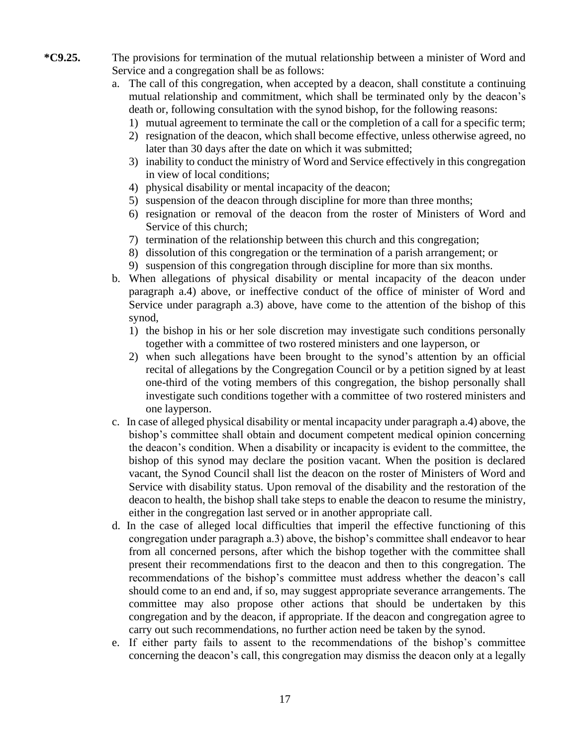**\*C9.25.** The provisions for termination of the mutual relationship between a minister of Word and Service and a congregation shall be as follows:

a. The call of this congregation, when accepted by a deacon, shall constitute a continuing mutual relationship and commitment, which shall be terminated only by the deacon's death or, following consultation with the synod bishop, for the following reasons:
   1) mutual agreement to terminate the call or the completion of a call for a specific term;
   2) resignation of the deacon, which shall become effective, unless otherwise agreed, no later than 30 days after the date on which it was submitted;
   3) inability to conduct the ministry of Word and Service effectively in this congregation in view of local conditions;
   4) physical disability or mental incapacity of the deacon;
   5) suspension of the deacon through discipline for more than three months;
   6) resignation or removal of the deacon from the roster of Ministers of Word and Service of this church;
   7) termination of the relationship between this church and this congregation;
   8) dissolution of this congregation or the termination of a parish arrangement; or
   9) suspension of this congregation through discipline for more than six months.

b. When allegations of physical disability or mental incapacity of the deacon under paragraph a.4) above, or ineffective conduct of the office of minister of Word and Service under paragraph a.3) above, have come to the attention of the bishop of this synod,
   1) the bishop in his or her sole discretion may investigate such conditions personally together with a committee of two rostered ministers and one layperson, or
   2) when such allegations have been brought to the synod's attention by an official recital of allegations by the Congregation Council or by a petition signed by at least one-third of the voting members of this congregation, the bishop personally shall investigate such conditions together with a committee of two rostered ministers and one layperson.

c. In case of alleged physical disability or mental incapacity under paragraph a.4) above, the bishop's committee shall obtain and document competent medical opinion concerning the deacon's condition. When a disability or incapacity is evident to the committee, the bishop of this synod may declare the position vacant. When the position is declared vacant, the Synod Council shall list the deacon on the roster of Ministers of Word and Service with disability status. Upon removal of the disability and the restoration of the deacon to health, the bishop shall take steps to enable the deacon to resume the ministry, either in the congregation last served or in another appropriate call.

d. In the case of alleged local difficulties that imperil the effective functioning of this congregation under paragraph a.3) above, the bishop's committee shall endeavor to hear from all concerned persons, after which the bishop together with the committee shall present their recommendations first to the deacon and then to this congregation. The recommendations of the bishop's committee must address whether the deacon's call should come to an end and, if so, may suggest appropriate severance arrangements. The committee may also propose other actions that should be undertaken by this congregation and by the deacon, if appropriate. If the deacon and congregation agree to carry out such recommendations, no further action need be taken by the synod.

e. If either party fails to assent to the recommendations of the bishop's committee concerning the deacon's call, this congregation may dismiss the deacon only at a legally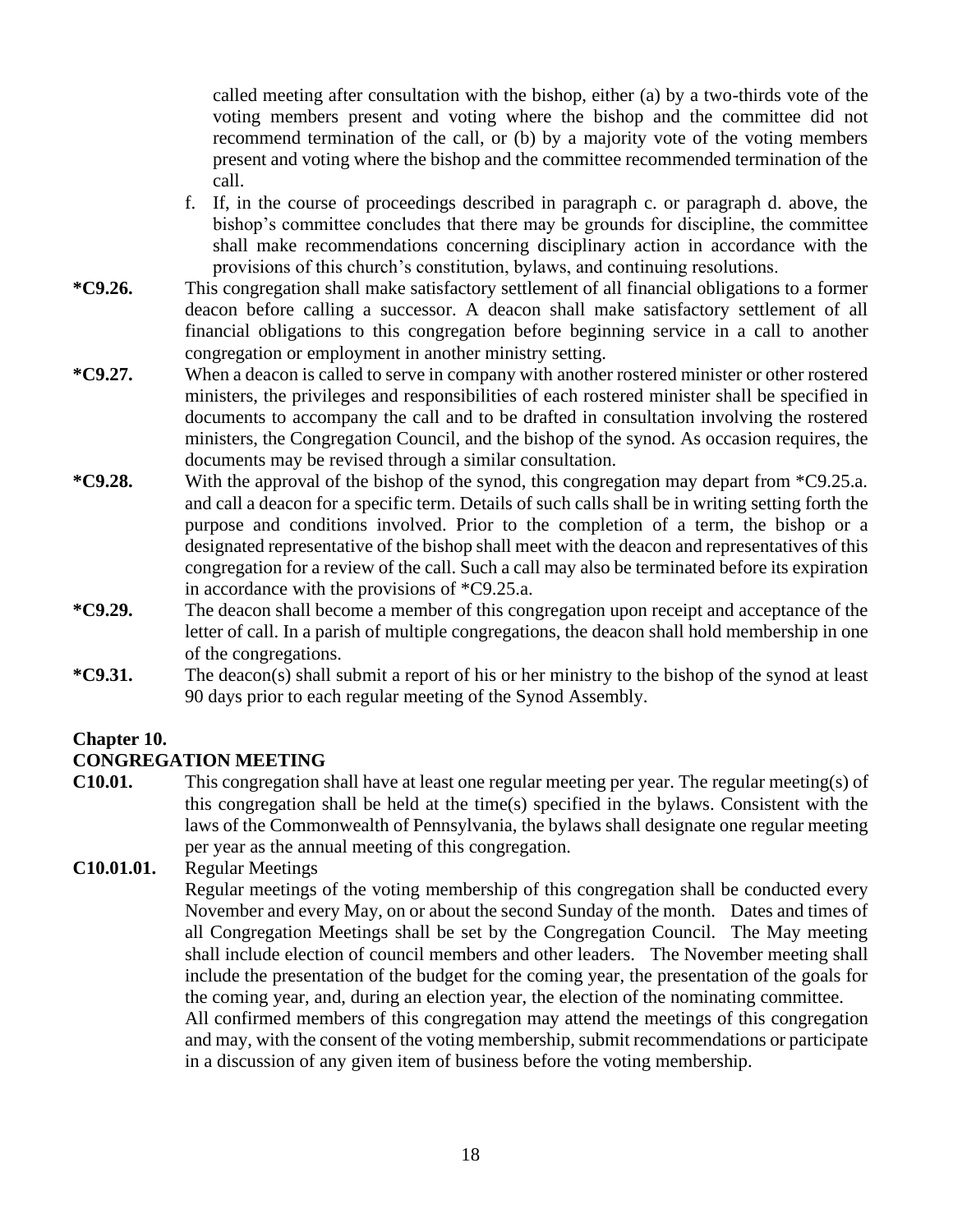called meeting after consultation with the bishop, either (a) by a two-thirds vote of the voting members present and voting where the bishop and the committee did not recommend termination of the call, or (b) by a majority vote of the voting members present and voting where the bishop and the committee recommended termination of the call.

f. If, in the course of proceedings described in paragraph c. or paragraph d. above, the bishop's committee concludes that there may be grounds for discipline, the committee shall make recommendations concerning disciplinary action in accordance with the provisions of this church's constitution, bylaws, and continuing resolutions.

**\*C9.26.** This congregation shall make satisfactory settlement of all financial obligations to a former deacon before calling a successor. A deacon shall make satisfactory settlement of all financial obligations to this congregation before beginning service in a call to another congregation or employment in another ministry setting.

**\*C9.27.** When a deacon is called to serve in company with another rostered minister or other rostered ministers, the privileges and responsibilities of each rostered minister shall be specified in documents to accompany the call and to be drafted in consultation involving the rostered ministers, the Congregation Council, and the bishop of the synod. As occasion requires, the documents may be revised through a similar consultation.

**\*C9.28.** With the approval of the bishop of the synod, this congregation may depart from *C9.25.a. and call a deacon for a specific term. Details of such calls shall be in writing setting forth the purpose and conditions involved. Prior to the completion of a term, the bishop or a designated representative of the bishop shall meet with the deacon and representatives of this congregation for a review of the call. Such a call may also be terminated before its expiration in accordance with the provisions of *C9.25.a.

**\*C9.29.** The deacon shall become a member of this congregation upon receipt and acceptance of the letter of call. In a parish of multiple congregations, the deacon shall hold membership in one of the congregations.

**\*C9.31.** The deacon(s) shall submit a report of his or her ministry to the bishop of the synod at least 90 days prior to each regular meeting of the Synod Assembly.

## Chapter 10.
## CONGREGATION MEETING

**C10.01.** This congregation shall have at least one regular meeting per year. The regular meeting(s) of this congregation shall be held at the time(s) specified in the bylaws. Consistent with the laws of the Commonwealth of Pennsylvania, the bylaws shall designate one regular meeting per year as the annual meeting of this congregation.

**C10.01.01.** Regular Meetings

Regular meetings of the voting membership of this congregation shall be conducted every November and every May, on or about the second Sunday of the month. Dates and times of all Congregation Meetings shall be set by the Congregation Council. The May meeting shall include election of council members and other leaders. The November meeting shall include the presentation of the budget for the coming year, the presentation of the goals for the coming year, and, during an election year, the election of the nominating committee.

All confirmed members of this congregation may attend the meetings of this congregation and may, with the consent of the voting membership, submit recommendations or participate in a discussion of any given item of business before the voting membership.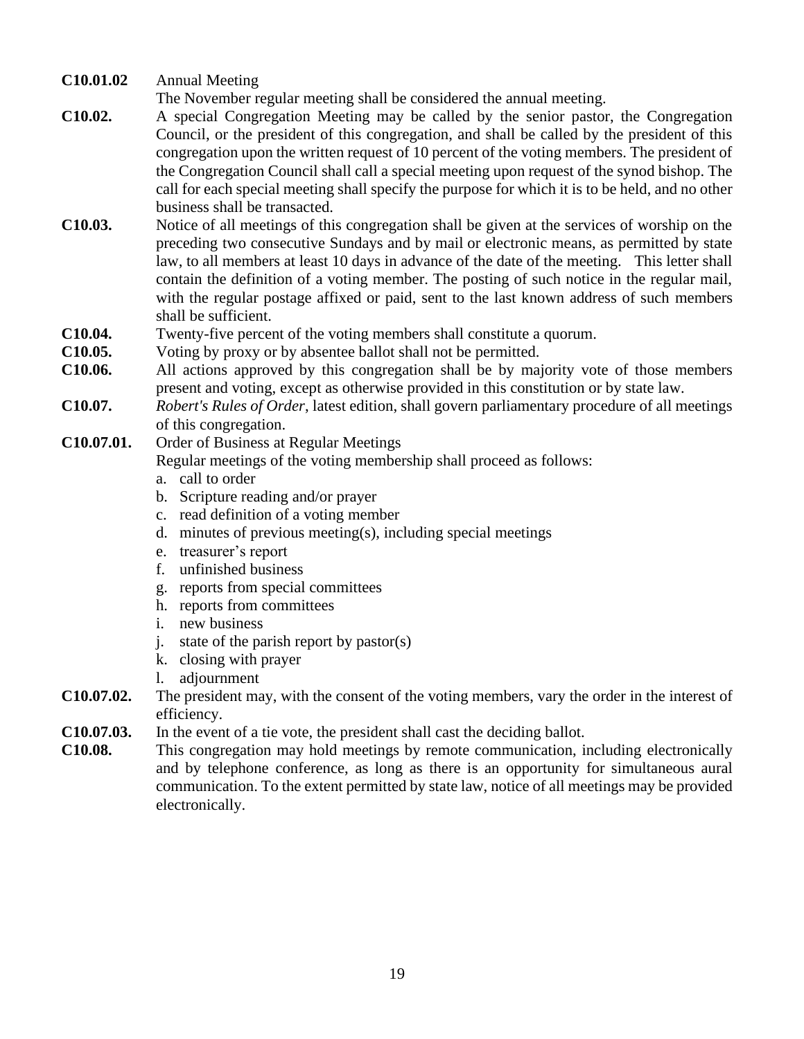**C10.01.02** Annual Meeting

The November regular meeting shall be considered the annual meeting.

**C10.02.** A special Congregation Meeting may be called by the senior pastor, the Congregation Council, or the president of this congregation, and shall be called by the president of this congregation upon the written request of 10 percent of the voting members. The president of the Congregation Council shall call a special meeting upon request of the synod bishop. The call for each special meeting shall specify the purpose for which it is to be held, and no other business shall be transacted.

**C10.03.** Notice of all meetings of this congregation shall be given at the services of worship on the preceding two consecutive Sundays and by mail or electronic means, as permitted by state law, to all members at least 10 days in advance of the date of the meeting. This letter shall contain the definition of a voting member. The posting of such notice in the regular mail, with the regular postage affixed or paid, sent to the last known address of such members shall be sufficient.

**C10.04.** Twenty-five percent of the voting members shall constitute a quorum.

**C10.05.** Voting by proxy or by absentee ballot shall not be permitted.

**C10.06.** All actions approved by this congregation shall be by majority vote of those members present and voting, except as otherwise provided in this constitution or by state law.

**C10.07.** *Robert's Rules of Order*, latest edition, shall govern parliamentary procedure of all meetings of this congregation.

**C10.07.01.** Order of Business at Regular Meetings

Regular meetings of the voting membership shall proceed as follows:

a. call to order
b. Scripture reading and/or prayer
c. read definition of a voting member
d. minutes of previous meeting(s), including special meetings
e. treasurer's report
f. unfinished business
g. reports from special committees
h. reports from committees
i. new business
j. state of the parish report by pastor(s)
k. closing with prayer
l. adjournment

**C10.07.02.** The president may, with the consent of the voting members, vary the order in the interest of efficiency.

**C10.07.03.** In the event of a tie vote, the president shall cast the deciding ballot.

**C10.08.** This congregation may hold meetings by remote communication, including electronically and by telephone conference, as long as there is an opportunity for simultaneous aural communication. To the extent permitted by state law, notice of all meetings may be provided electronically.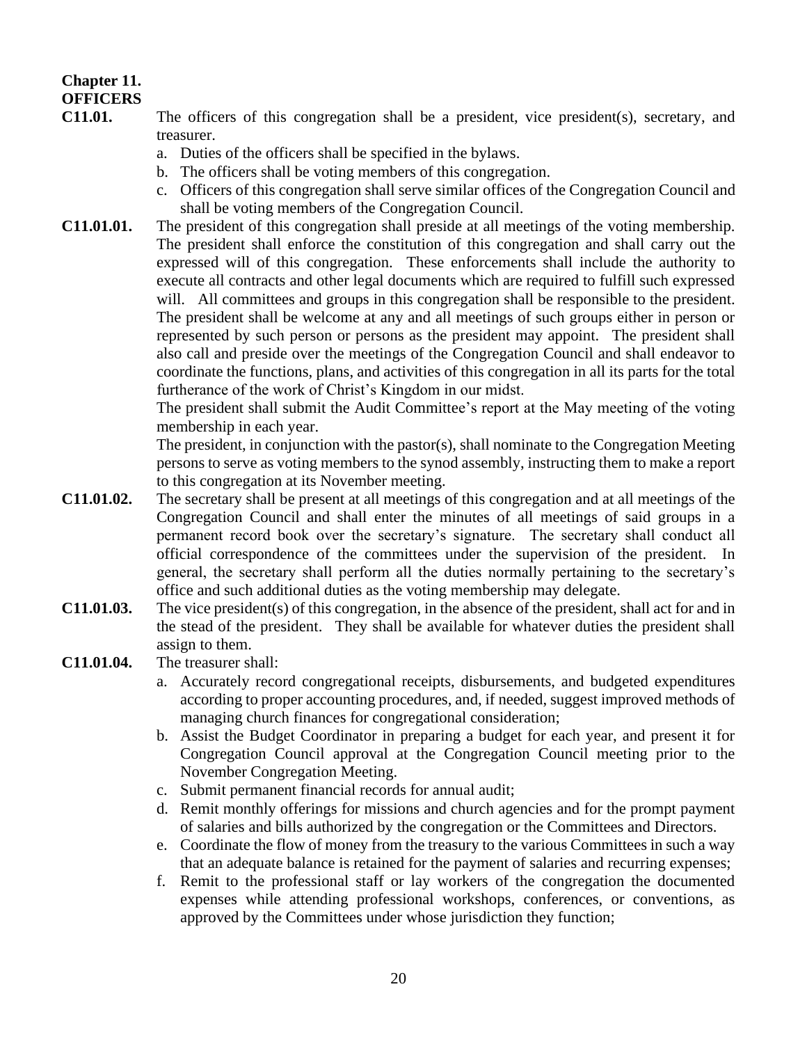## Chapter 11.
## OFFICERS

**C11.01.** The officers of this congregation shall be a president, vice president(s), secretary, and treasurer.

a. Duties of the officers shall be specified in the bylaws.
b. The officers shall be voting members of this congregation.
c. Officers of this congregation shall serve similar offices of the Congregation Council and shall be voting members of the Congregation Council.

**C11.01.01.** The president of this congregation shall preside at all meetings of the voting membership. The president shall enforce the constitution of this congregation and shall carry out the expressed will of this congregation. These enforcements shall include the authority to execute all contracts and other legal documents which are required to fulfill such expressed will. All committees and groups in this congregation shall be responsible to the president. The president shall be welcome at any and all meetings of such groups either in person or represented by such person or persons as the president may appoint. The president shall also call and preside over the meetings of the Congregation Council and shall endeavor to coordinate the functions, plans, and activities of this congregation in all its parts for the total furtherance of the work of Christ's Kingdom in our midst.

The president shall submit the Audit Committee's report at the May meeting of the voting membership in each year.

The president, in conjunction with the pastor(s), shall nominate to the Congregation Meeting persons to serve as voting members to the synod assembly, instructing them to make a report to this congregation at its November meeting.

**C11.01.02.** The secretary shall be present at all meetings of this congregation and at all meetings of the Congregation Council and shall enter the minutes of all meetings of said groups in a permanent record book over the secretary's signature. The secretary shall conduct all official correspondence of the committees under the supervision of the president. In general, the secretary shall perform all the duties normally pertaining to the secretary's office and such additional duties as the voting membership may delegate.

**C11.01.03.** The vice president(s) of this congregation, in the absence of the president, shall act for and in the stead of the president. They shall be available for whatever duties the president shall assign to them.

**C11.01.04.** The treasurer shall:

a. Accurately record congregational receipts, disbursements, and budgeted expenditures according to proper accounting procedures, and, if needed, suggest improved methods of managing church finances for congregational consideration;
b. Assist the Budget Coordinator in preparing a budget for each year, and present it for Congregation Council approval at the Congregation Council meeting prior to the November Congregation Meeting.
c. Submit permanent financial records for annual audit;
d. Remit monthly offerings for missions and church agencies and for the prompt payment of salaries and bills authorized by the congregation or the Committees and Directors.
e. Coordinate the flow of money from the treasury to the various Committees in such a way that an adequate balance is retained for the payment of salaries and recurring expenses;
f. Remit to the professional staff or lay workers of the congregation the documented expenses while attending professional workshops, conferences, or conventions, as approved by the Committees under whose jurisdiction they function;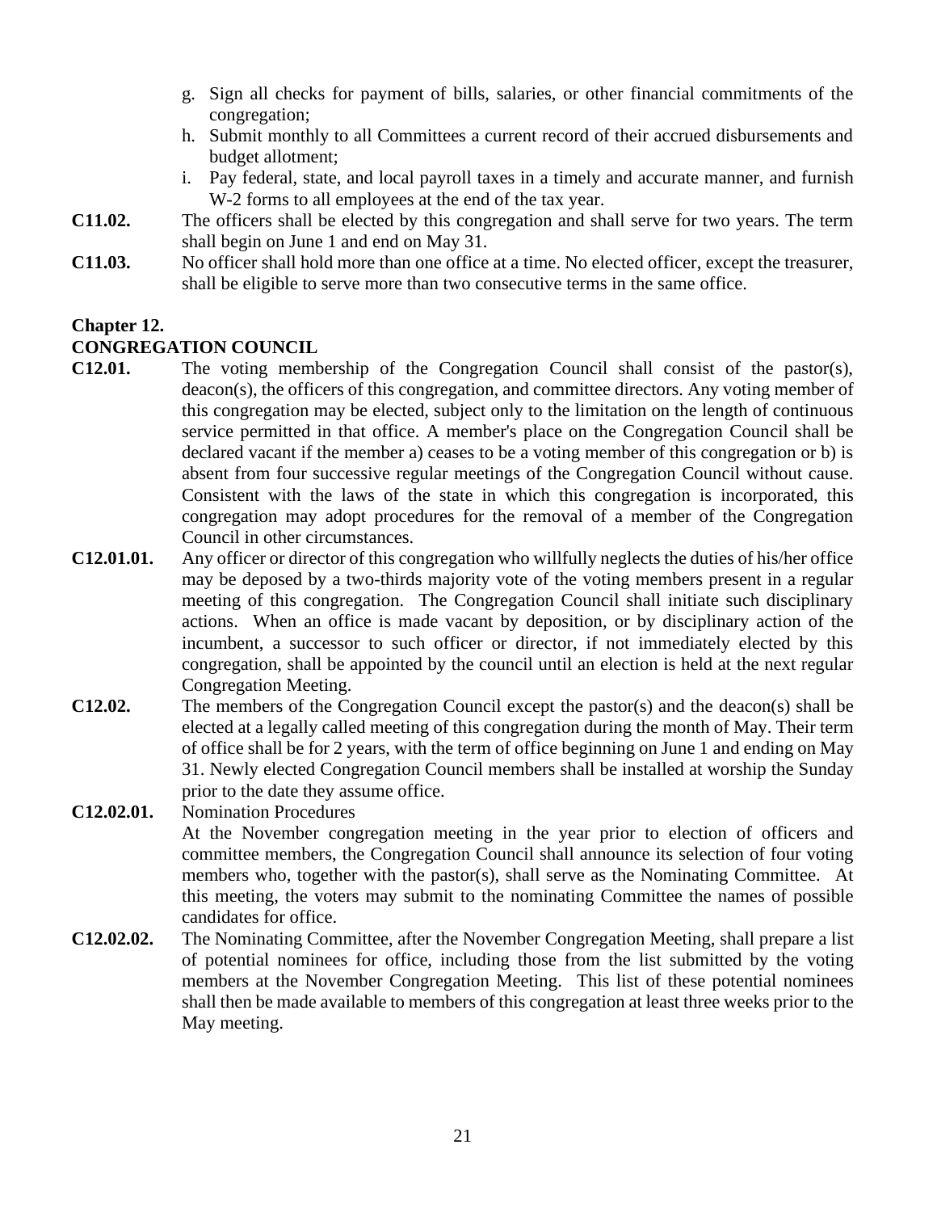g. Sign all checks for payment of bills, salaries, or other financial commitments of the congregation;
h. Submit monthly to all Committees a current record of their accrued disbursements and budget allotment;
i. Pay federal, state, and local payroll taxes in a timely and accurate manner, and furnish W-2 forms to all employees at the end of the tax year.

**C11.02.** The officers shall be elected by this congregation and shall serve for two years. The term shall begin on June 1 and end on May 31.

**C11.03.** No officer shall hold more than one office at a time. No elected officer, except the treasurer, shall be eligible to serve more than two consecutive terms in the same office.

## Chapter 12.
## CONGREGATION COUNCIL

**C12.01.** The voting membership of the Congregation Council shall consist of the pastor(s), deacon(s), the officers of this congregation, and committee directors. Any voting member of this congregation may be elected, subject only to the limitation on the length of continuous service permitted in that office. A member's place on the Congregation Council shall be declared vacant if the member a) ceases to be a voting member of this congregation or b) is absent from four successive regular meetings of the Congregation Council without cause. Consistent with the laws of the state in which this congregation is incorporated, this congregation may adopt procedures for the removal of a member of the Congregation Council in other circumstances.

**C12.01.01.** Any officer or director of this congregation who willfully neglects the duties of his/her office may be deposed by a two-thirds majority vote of the voting members present in a regular meeting of this congregation. The Congregation Council shall initiate such disciplinary actions. When an office is made vacant by deposition, or by disciplinary action of the incumbent, a successor to such officer or director, if not immediately elected by this congregation, shall be appointed by the council until an election is held at the next regular Congregation Meeting.

**C12.02.** The members of the Congregation Council except the pastor(s) and the deacon(s) shall be elected at a legally called meeting of this congregation during the month of May. Their term of office shall be for 2 years, with the term of office beginning on June 1 and ending on May 31. Newly elected Congregation Council members shall be installed at worship the Sunday prior to the date they assume office.

**C12.02.01.** Nomination Procedures
At the November congregation meeting in the year prior to election of officers and committee members, the Congregation Council shall announce its selection of four voting members who, together with the pastor(s), shall serve as the Nominating Committee. At this meeting, the voters may submit to the nominating Committee the names of possible candidates for office.

**C12.02.02.** The Nominating Committee, after the November Congregation Meeting, shall prepare a list of potential nominees for office, including those from the list submitted by the voting members at the November Congregation Meeting. This list of these potential nominees shall then be made available to members of this congregation at least three weeks prior to the May meeting.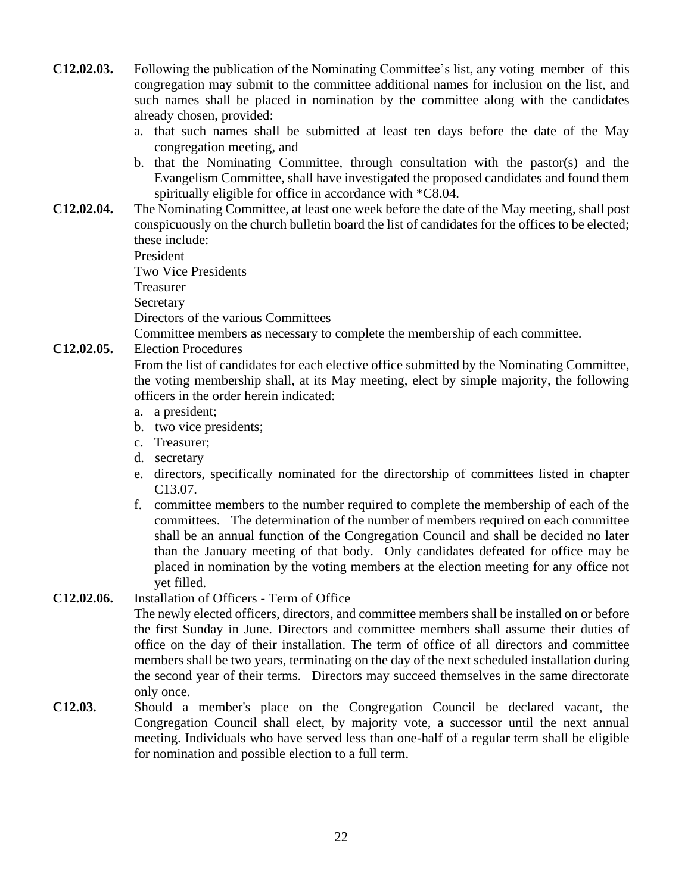**C12.02.03.** Following the publication of the Nominating Committee's list, any voting member of this congregation may submit to the committee additional names for inclusion on the list, and such names shall be placed in nomination by the committee along with the candidates already chosen, provided:

a. that such names shall be submitted at least ten days before the date of the May congregation meeting, and
b. that the Nominating Committee, through consultation with the pastor(s) and the Evangelism Committee, shall have investigated the proposed candidates and found them spiritually eligible for office in accordance with *C8.04.

**C12.02.04.** The Nominating Committee, at least one week before the date of the May meeting, shall post conspicuously on the church bulletin board the list of candidates for the offices to be elected; these include:

President
Two Vice Presidents
Treasurer
Secretary
Directors of the various Committees
Committee members as necessary to complete the membership of each committee.

**C12.02.05.** Election Procedures

From the list of candidates for each elective office submitted by the Nominating Committee, the voting membership shall, at its May meeting, elect by simple majority, the following officers in the order herein indicated:

a. a president;
b. two vice presidents;
c. Treasurer;
d. secretary
e. directors, specifically nominated for the directorship of committees listed in chapter C13.07.
f. committee members to the number required to complete the membership of each of the committees. The determination of the number of members required on each committee shall be an annual function of the Congregation Council and shall be decided no later than the January meeting of that body. Only candidates defeated for office may be placed in nomination by the voting members at the election meeting for any office not yet filled.

**C12.02.06.** Installation of Officers - Term of Office

The newly elected officers, directors, and committee members shall be installed on or before the first Sunday in June. Directors and committee members shall assume their duties of office on the day of their installation. The term of office of all directors and committee members shall be two years, terminating on the day of the next scheduled installation during the second year of their terms. Directors may succeed themselves in the same directorate only once.

**C12.03.** Should a member's place on the Congregation Council be declared vacant, the Congregation Council shall elect, by majority vote, a successor until the next annual meeting. Individuals who have served less than one-half of a regular term shall be eligible for nomination and possible election to a full term.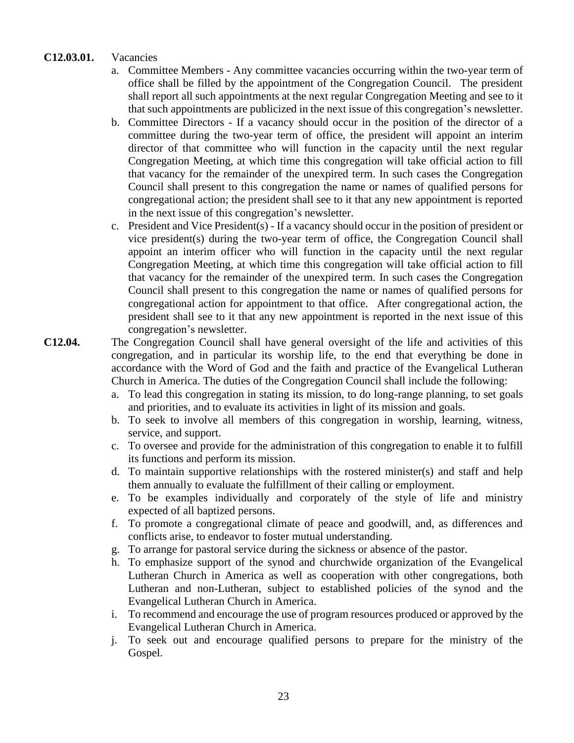**C12.03.01.** Vacancies

a. Committee Members - Any committee vacancies occurring within the two-year term of office shall be filled by the appointment of the Congregation Council. The president shall report all such appointments at the next regular Congregation Meeting and see to it that such appointments are publicized in the next issue of this congregation's newsletter.

b. Committee Directors - If a vacancy should occur in the position of the director of a committee during the two-year term of office, the president will appoint an interim director of that committee who will function in the capacity until the next regular Congregation Meeting, at which time this congregation will take official action to fill that vacancy for the remainder of the unexpired term. In such cases the Congregation Council shall present to this congregation the name or names of qualified persons for congregational action; the president shall see to it that any new appointment is reported in the next issue of this congregation's newsletter.

c. President and Vice President(s) - If a vacancy should occur in the position of president or vice president(s) during the two-year term of office, the Congregation Council shall appoint an interim officer who will function in the capacity until the next regular Congregation Meeting, at which time this congregation will take official action to fill that vacancy for the remainder of the unexpired term. In such cases the Congregation Council shall present to this congregation the name or names of qualified persons for congregational action for appointment to that office. After congregational action, the president shall see to it that any new appointment is reported in the next issue of this congregation's newsletter.

**C12.04.** The Congregation Council shall have general oversight of the life and activities of this congregation, and in particular its worship life, to the end that everything be done in accordance with the Word of God and the faith and practice of the Evangelical Lutheran Church in America. The duties of the Congregation Council shall include the following:

a. To lead this congregation in stating its mission, to do long-range planning, to set goals and priorities, and to evaluate its activities in light of its mission and goals.

b. To seek to involve all members of this congregation in worship, learning, witness, service, and support.

c. To oversee and provide for the administration of this congregation to enable it to fulfill its functions and perform its mission.

d. To maintain supportive relationships with the rostered minister(s) and staff and help them annually to evaluate the fulfillment of their calling or employment.

e. To be examples individually and corporately of the style of life and ministry expected of all baptized persons.

f. To promote a congregational climate of peace and goodwill, and, as differences and conflicts arise, to endeavor to foster mutual understanding.

g. To arrange for pastoral service during the sickness or absence of the pastor.

h. To emphasize support of the synod and churchwide organization of the Evangelical Lutheran Church in America as well as cooperation with other congregations, both Lutheran and non-Lutheran, subject to established policies of the synod and the Evangelical Lutheran Church in America.

i. To recommend and encourage the use of program resources produced or approved by the Evangelical Lutheran Church in America.

j. To seek out and encourage qualified persons to prepare for the ministry of the Gospel.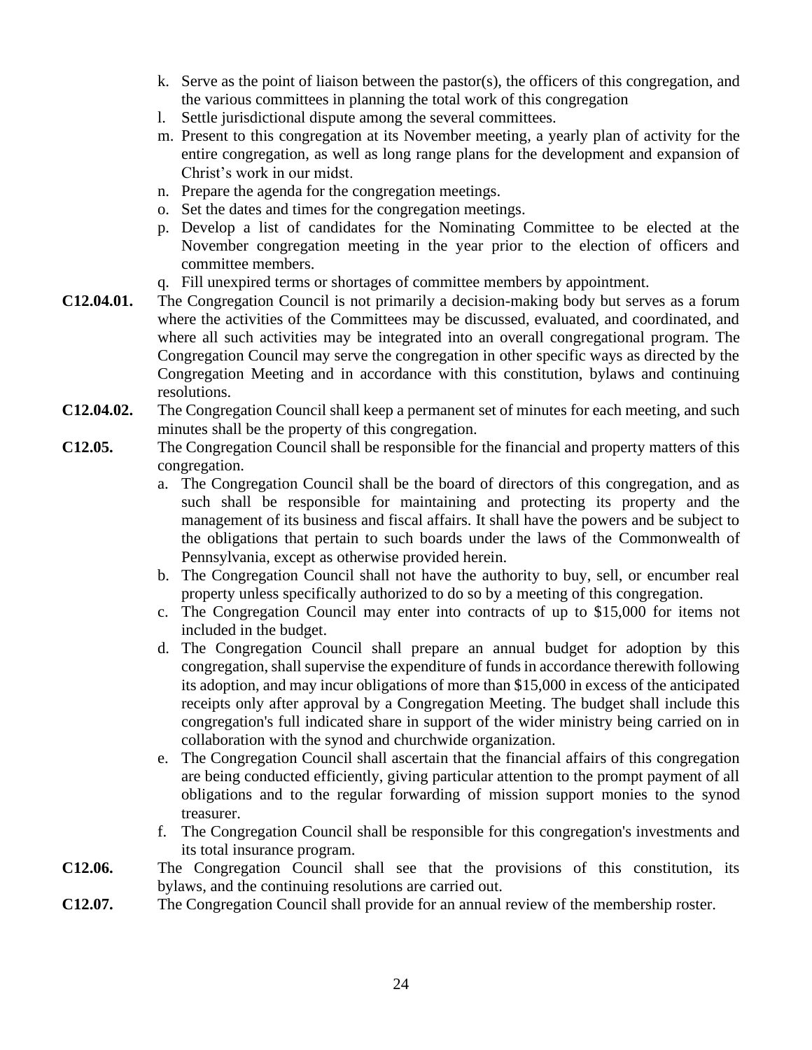k. Serve as the point of liaison between the pastor(s), the officers of this congregation, and the various committees in planning the total work of this congregation
l. Settle jurisdictional dispute among the several committees.
m. Present to this congregation at its November meeting, a yearly plan of activity for the entire congregation, as well as long range plans for the development and expansion of Christ's work in our midst.
n. Prepare the agenda for the congregation meetings.
o. Set the dates and times for the congregation meetings.
p. Develop a list of candidates for the Nominating Committee to be elected at the November congregation meeting in the year prior to the election of officers and committee members.
q. Fill unexpired terms or shortages of committee members by appointment.

**C12.04.01.** The Congregation Council is not primarily a decision-making body but serves as a forum where the activities of the Committees may be discussed, evaluated, and coordinated, and where all such activities may be integrated into an overall congregational program. The Congregation Council may serve the congregation in other specific ways as directed by the Congregation Meeting and in accordance with this constitution, bylaws and continuing resolutions.

**C12.04.02.** The Congregation Council shall keep a permanent set of minutes for each meeting, and such minutes shall be the property of this congregation.

**C12.05.** The Congregation Council shall be responsible for the financial and property matters of this congregation.

a. The Congregation Council shall be the board of directors of this congregation, and as such shall be responsible for maintaining and protecting its property and the management of its business and fiscal affairs. It shall have the powers and be subject to the obligations that pertain to such boards under the laws of the Commonwealth of Pennsylvania, except as otherwise provided herein.
b. The Congregation Council shall not have the authority to buy, sell, or encumber real property unless specifically authorized to do so by a meeting of this congregation.
c. The Congregation Council may enter into contracts of up to $15,000 for items not included in the budget.
d. The Congregation Council shall prepare an annual budget for adoption by this congregation, shall supervise the expenditure of funds in accordance therewith following its adoption, and may incur obligations of more than $15,000 in excess of the anticipated receipts only after approval by a Congregation Meeting. The budget shall include this congregation's full indicated share in support of the wider ministry being carried on in collaboration with the synod and churchwide organization.
e. The Congregation Council shall ascertain that the financial affairs of this congregation are being conducted efficiently, giving particular attention to the prompt payment of all obligations and to the regular forwarding of mission support monies to the synod treasurer.
f. The Congregation Council shall be responsible for this congregation's investments and its total insurance program.

**C12.06.** The Congregation Council shall see that the provisions of this constitution, its bylaws, and the continuing resolutions are carried out.

**C12.07.** The Congregation Council shall provide for an annual review of the membership roster.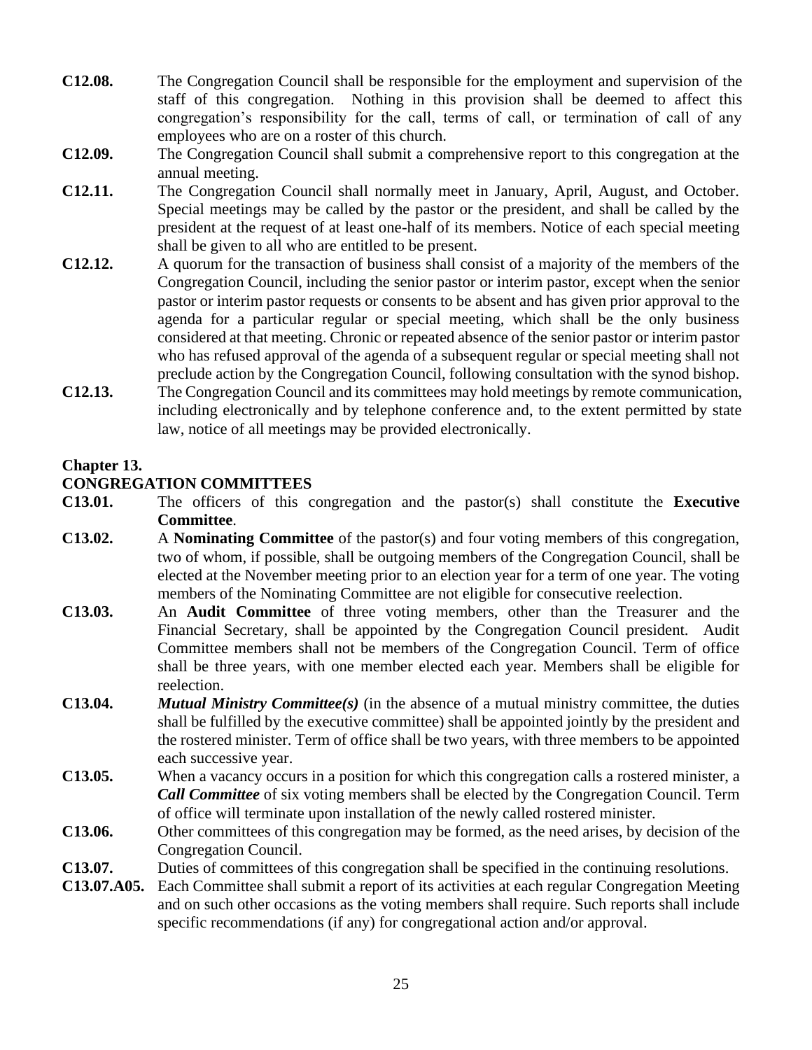**C12.08.** The Congregation Council shall be responsible for the employment and supervision of the staff of this congregation. Nothing in this provision shall be deemed to affect this congregation's responsibility for the call, terms of call, or termination of call of any employees who are on a roster of this church.

**C12.09.** The Congregation Council shall submit a comprehensive report to this congregation at the annual meeting.

**C12.11.** The Congregation Council shall normally meet in January, April, August, and October. Special meetings may be called by the pastor or the president, and shall be called by the president at the request of at least one-half of its members. Notice of each special meeting shall be given to all who are entitled to be present.

**C12.12.** A quorum for the transaction of business shall consist of a majority of the members of the Congregation Council, including the senior pastor or interim pastor, except when the senior pastor or interim pastor requests or consents to be absent and has given prior approval to the agenda for a particular regular or special meeting, which shall be the only business considered at that meeting. Chronic or repeated absence of the senior pastor or interim pastor who has refused approval of the agenda of a subsequent regular or special meeting shall not preclude action by the Congregation Council, following consultation with the synod bishop.

**C12.13.** The Congregation Council and its committees may hold meetings by remote communication, including electronically and by telephone conference and, to the extent permitted by state law, notice of all meetings may be provided electronically.

## Chapter 13.
## CONGREGATION COMMITTEES

**C13.01.** The officers of this congregation and the pastor(s) shall constitute the **Executive Committee**.

**C13.02.** A **Nominating Committee** of the pastor(s) and four voting members of this congregation, two of whom, if possible, shall be outgoing members of the Congregation Council, shall be elected at the November meeting prior to an election year for a term of one year. The voting members of the Nominating Committee are not eligible for consecutive reelection.

**C13.03.** An **Audit Committee** of three voting members, other than the Treasurer and the Financial Secretary, shall be appointed by the Congregation Council president. Audit Committee members shall not be members of the Congregation Council. Term of office shall be three years, with one member elected each year. Members shall be eligible for reelection.

**C13.04.** ***Mutual Ministry Committee(s)*** (in the absence of a mutual ministry committee, the duties shall be fulfilled by the executive committee) shall be appointed jointly by the president and the rostered minister. Term of office shall be two years, with three members to be appointed each successive year.

**C13.05.** When a vacancy occurs in a position for which this congregation calls a rostered minister, a ***Call Committee*** of six voting members shall be elected by the Congregation Council. Term of office will terminate upon installation of the newly called rostered minister.

**C13.06.** Other committees of this congregation may be formed, as the need arises, by decision of the Congregation Council.

**C13.07.** Duties of committees of this congregation shall be specified in the continuing resolutions.

**C13.07.A05.** Each Committee shall submit a report of its activities at each regular Congregation Meeting and on such other occasions as the voting members shall require. Such reports shall include specific recommendations (if any) for congregational action and/or approval.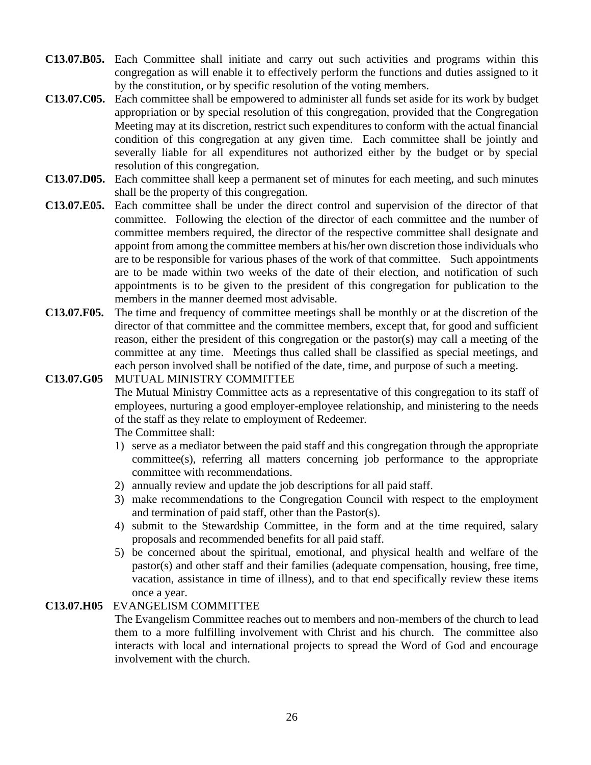**C13.07.B05.** Each Committee shall initiate and carry out such activities and programs within this congregation as will enable it to effectively perform the functions and duties assigned to it by the constitution, or by specific resolution of the voting members.

**C13.07.C05.** Each committee shall be empowered to administer all funds set aside for its work by budget appropriation or by special resolution of this congregation, provided that the Congregation Meeting may at its discretion, restrict such expenditures to conform with the actual financial condition of this congregation at any given time. Each committee shall be jointly and severally liable for all expenditures not authorized either by the budget or by special resolution of this congregation.

**C13.07.D05.** Each committee shall keep a permanent set of minutes for each meeting, and such minutes shall be the property of this congregation.

**C13.07.E05.** Each committee shall be under the direct control and supervision of the director of that committee. Following the election of the director of each committee and the number of committee members required, the director of the respective committee shall designate and appoint from among the committee members at his/her own discretion those individuals who are to be responsible for various phases of the work of that committee. Such appointments are to be made within two weeks of the date of their election, and notification of such appointments is to be given to the president of this congregation for publication to the members in the manner deemed most advisable.

**C13.07.F05.** The time and frequency of committee meetings shall be monthly or at the discretion of the director of that committee and the committee members, except that, for good and sufficient reason, either the president of this congregation or the pastor(s) may call a meeting of the committee at any time. Meetings thus called shall be classified as special meetings, and each person involved shall be notified of the date, time, and purpose of such a meeting.

**C13.07.G05** MUTUAL MINISTRY COMMITTEE

The Mutual Ministry Committee acts as a representative of this congregation to its staff of employees, nurturing a good employer-employee relationship, and ministering to the needs of the staff as they relate to employment of Redeemer.

The Committee shall:

1) serve as a mediator between the paid staff and this congregation through the appropriate committee(s), referring all matters concerning job performance to the appropriate committee with recommendations.
2) annually review and update the job descriptions for all paid staff.
3) make recommendations to the Congregation Council with respect to the employment and termination of paid staff, other than the Pastor(s).
4) submit to the Stewardship Committee, in the form and at the time required, salary proposals and recommended benefits for all paid staff.
5) be concerned about the spiritual, emotional, and physical health and welfare of the pastor(s) and other staff and their families (adequate compensation, housing, free time, vacation, assistance in time of illness), and to that end specifically review these items once a year.

**C13.07.H05** EVANGELISM COMMITTEE

The Evangelism Committee reaches out to members and non-members of the church to lead them to a more fulfilling involvement with Christ and his church. The committee also interacts with local and international projects to spread the Word of God and encourage involvement with the church.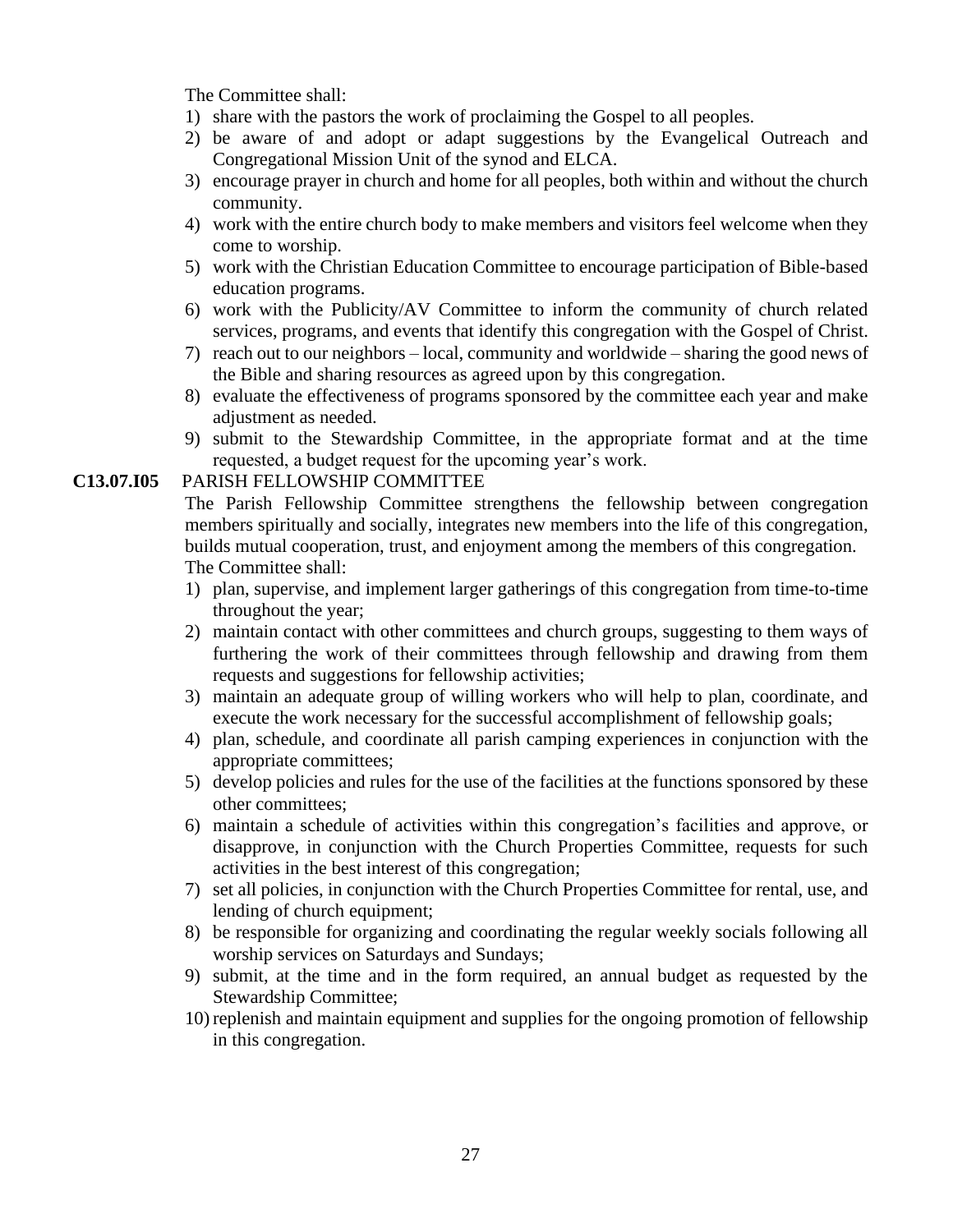The Committee shall:

1) share with the pastors the work of proclaiming the Gospel to all peoples.
2) be aware of and adopt or adapt suggestions by the Evangelical Outreach and Congregational Mission Unit of the synod and ELCA.
3) encourage prayer in church and home for all peoples, both within and without the church community.
4) work with the entire church body to make members and visitors feel welcome when they come to worship.
5) work with the Christian Education Committee to encourage participation of Bible-based education programs.
6) work with the Publicity/AV Committee to inform the community of church related services, programs, and events that identify this congregation with the Gospel of Christ.
7) reach out to our neighbors – local, community and worldwide – sharing the good news of the Bible and sharing resources as agreed upon by this congregation.
8) evaluate the effectiveness of programs sponsored by the committee each year and make adjustment as needed.
9) submit to the Stewardship Committee, in the appropriate format and at the time requested, a budget request for the upcoming year's work.

**C13.07.I05** PARISH FELLOWSHIP COMMITTEE

The Parish Fellowship Committee strengthens the fellowship between congregation members spiritually and socially, integrates new members into the life of this congregation, builds mutual cooperation, trust, and enjoyment among the members of this congregation.

The Committee shall:

1) plan, supervise, and implement larger gatherings of this congregation from time-to-time throughout the year;
2) maintain contact with other committees and church groups, suggesting to them ways of furthering the work of their committees through fellowship and drawing from them requests and suggestions for fellowship activities;
3) maintain an adequate group of willing workers who will help to plan, coordinate, and execute the work necessary for the successful accomplishment of fellowship goals;
4) plan, schedule, and coordinate all parish camping experiences in conjunction with the appropriate committees;
5) develop policies and rules for the use of the facilities at the functions sponsored by these other committees;
6) maintain a schedule of activities within this congregation's facilities and approve, or disapprove, in conjunction with the Church Properties Committee, requests for such activities in the best interest of this congregation;
7) set all policies, in conjunction with the Church Properties Committee for rental, use, and lending of church equipment;
8) be responsible for organizing and coordinating the regular weekly socials following all worship services on Saturdays and Sundays;
9) submit, at the time and in the form required, an annual budget as requested by the Stewardship Committee;
10) replenish and maintain equipment and supplies for the ongoing promotion of fellowship in this congregation.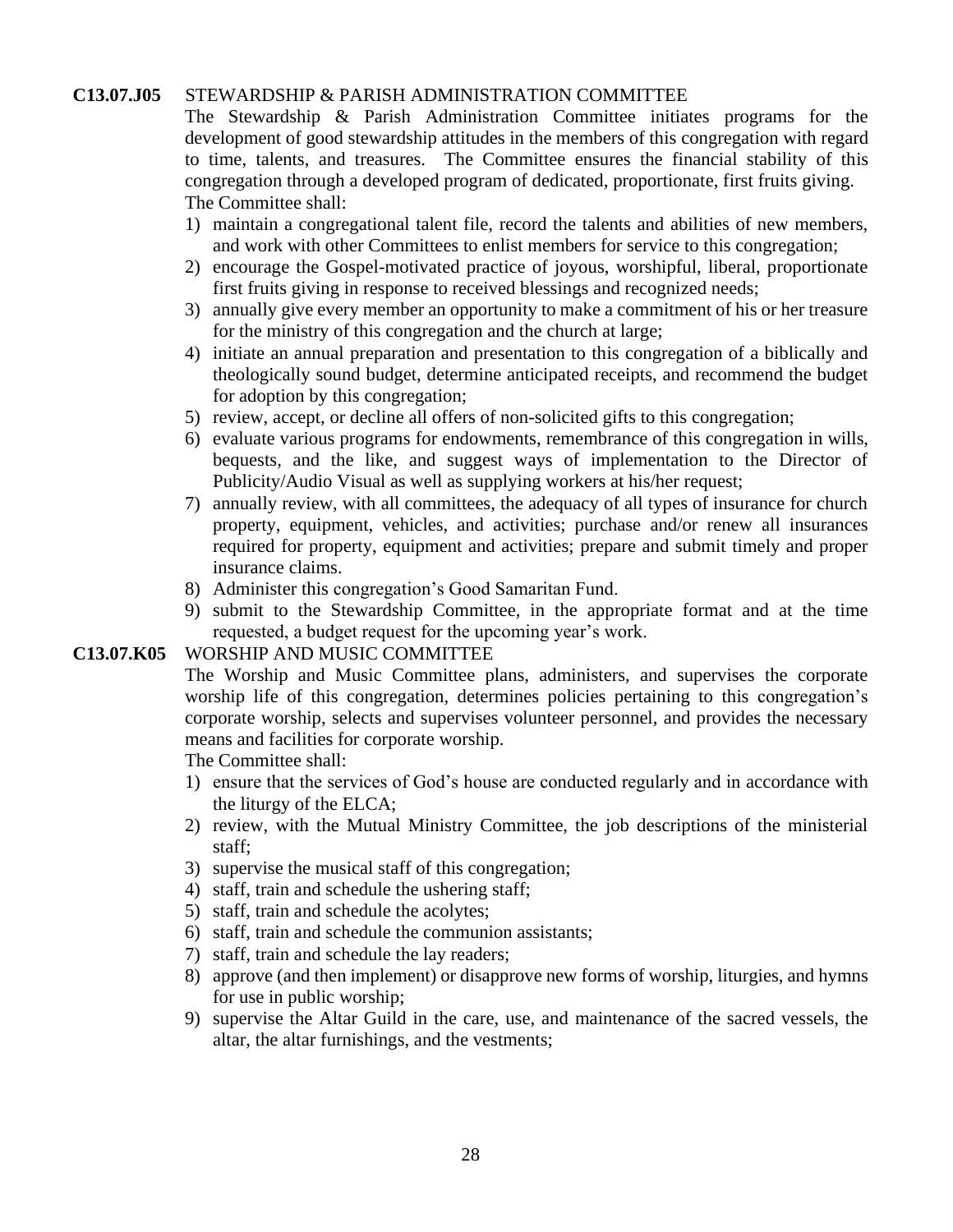**C13.07.J05** STEWARDSHIP & PARISH ADMINISTRATION COMMITTEE

The Stewardship & Parish Administration Committee initiates programs for the development of good stewardship attitudes in the members of this congregation with regard to time, talents, and treasures. The Committee ensures the financial stability of this congregation through a developed program of dedicated, proportionate, first fruits giving.

The Committee shall:

1) maintain a congregational talent file, record the talents and abilities of new members, and work with other Committees to enlist members for service to this congregation;
2) encourage the Gospel-motivated practice of joyous, worshipful, liberal, proportionate first fruits giving in response to received blessings and recognized needs;
3) annually give every member an opportunity to make a commitment of his or her treasure for the ministry of this congregation and the church at large;
4) initiate an annual preparation and presentation to this congregation of a biblically and theologically sound budget, determine anticipated receipts, and recommend the budget for adoption by this congregation;
5) review, accept, or decline all offers of non-solicited gifts to this congregation;
6) evaluate various programs for endowments, remembrance of this congregation in wills, bequests, and the like, and suggest ways of implementation to the Director of Publicity/Audio Visual as well as supplying workers at his/her request;
7) annually review, with all committees, the adequacy of all types of insurance for church property, equipment, vehicles, and activities; purchase and/or renew all insurances required for property, equipment and activities; prepare and submit timely and proper insurance claims.
8) Administer this congregation's Good Samaritan Fund.
9) submit to the Stewardship Committee, in the appropriate format and at the time requested, a budget request for the upcoming year's work.

**C13.07.K05** WORSHIP AND MUSIC COMMITTEE

The Worship and Music Committee plans, administers, and supervises the corporate worship life of this congregation, determines policies pertaining to this congregation's corporate worship, selects and supervises volunteer personnel, and provides the necessary means and facilities for corporate worship.

The Committee shall:

1) ensure that the services of God's house are conducted regularly and in accordance with the liturgy of the ELCA;
2) review, with the Mutual Ministry Committee, the job descriptions of the ministerial staff;
3) supervise the musical staff of this congregation;
4) staff, train and schedule the ushering staff;
5) staff, train and schedule the acolytes;
6) staff, train and schedule the communion assistants;
7) staff, train and schedule the lay readers;
8) approve (and then implement) or disapprove new forms of worship, liturgies, and hymns for use in public worship;
9) supervise the Altar Guild in the care, use, and maintenance of the sacred vessels, the altar, the altar furnishings, and the vestments;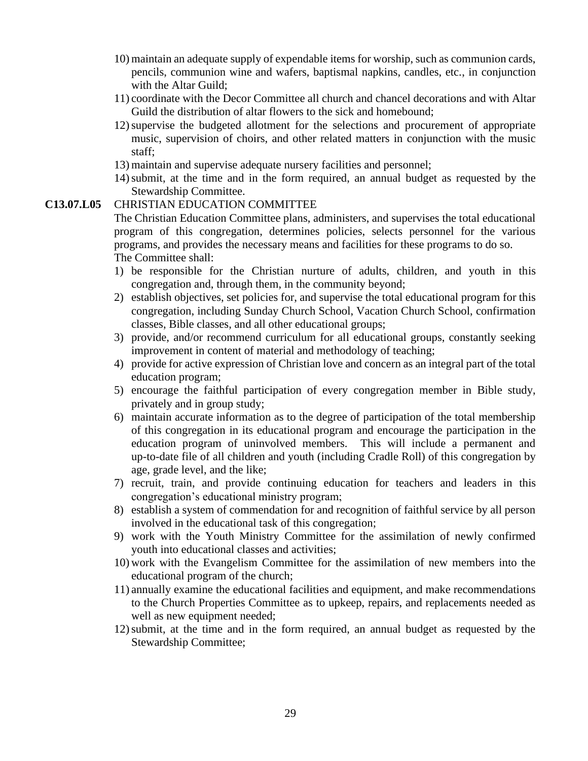10) maintain an adequate supply of expendable items for worship, such as communion cards, pencils, communion wine and wafers, baptismal napkins, candles, etc., in conjunction with the Altar Guild;
11) coordinate with the Decor Committee all church and chancel decorations and with Altar Guild the distribution of altar flowers to the sick and homebound;
12) supervise the budgeted allotment for the selections and procurement of appropriate music, supervision of choirs, and other related matters in conjunction with the music staff;
13) maintain and supervise adequate nursery facilities and personnel;
14) submit, at the time and in the form required, an annual budget as requested by the Stewardship Committee.

**C13.07.L05** CHRISTIAN EDUCATION COMMITTEE

The Christian Education Committee plans, administers, and supervises the total educational program of this congregation, determines policies, selects personnel for the various programs, and provides the necessary means and facilities for these programs to do so.

The Committee shall:

1) be responsible for the Christian nurture of adults, children, and youth in this congregation and, through them, in the community beyond;
2) establish objectives, set policies for, and supervise the total educational program for this congregation, including Sunday Church School, Vacation Church School, confirmation classes, Bible classes, and all other educational groups;
3) provide, and/or recommend curriculum for all educational groups, constantly seeking improvement in content of material and methodology of teaching;
4) provide for active expression of Christian love and concern as an integral part of the total education program;
5) encourage the faithful participation of every congregation member in Bible study, privately and in group study;
6) maintain accurate information as to the degree of participation of the total membership of this congregation in its educational program and encourage the participation in the education program of uninvolved members. This will include a permanent and up-to-date file of all children and youth (including Cradle Roll) of this congregation by age, grade level, and the like;
7) recruit, train, and provide continuing education for teachers and leaders in this congregation's educational ministry program;
8) establish a system of commendation for and recognition of faithful service by all person involved in the educational task of this congregation;
9) work with the Youth Ministry Committee for the assimilation of newly confirmed youth into educational classes and activities;
10) work with the Evangelism Committee for the assimilation of new members into the educational program of the church;
11) annually examine the educational facilities and equipment, and make recommendations to the Church Properties Committee as to upkeep, repairs, and replacements needed as well as new equipment needed;
12) submit, at the time and in the form required, an annual budget as requested by the Stewardship Committee;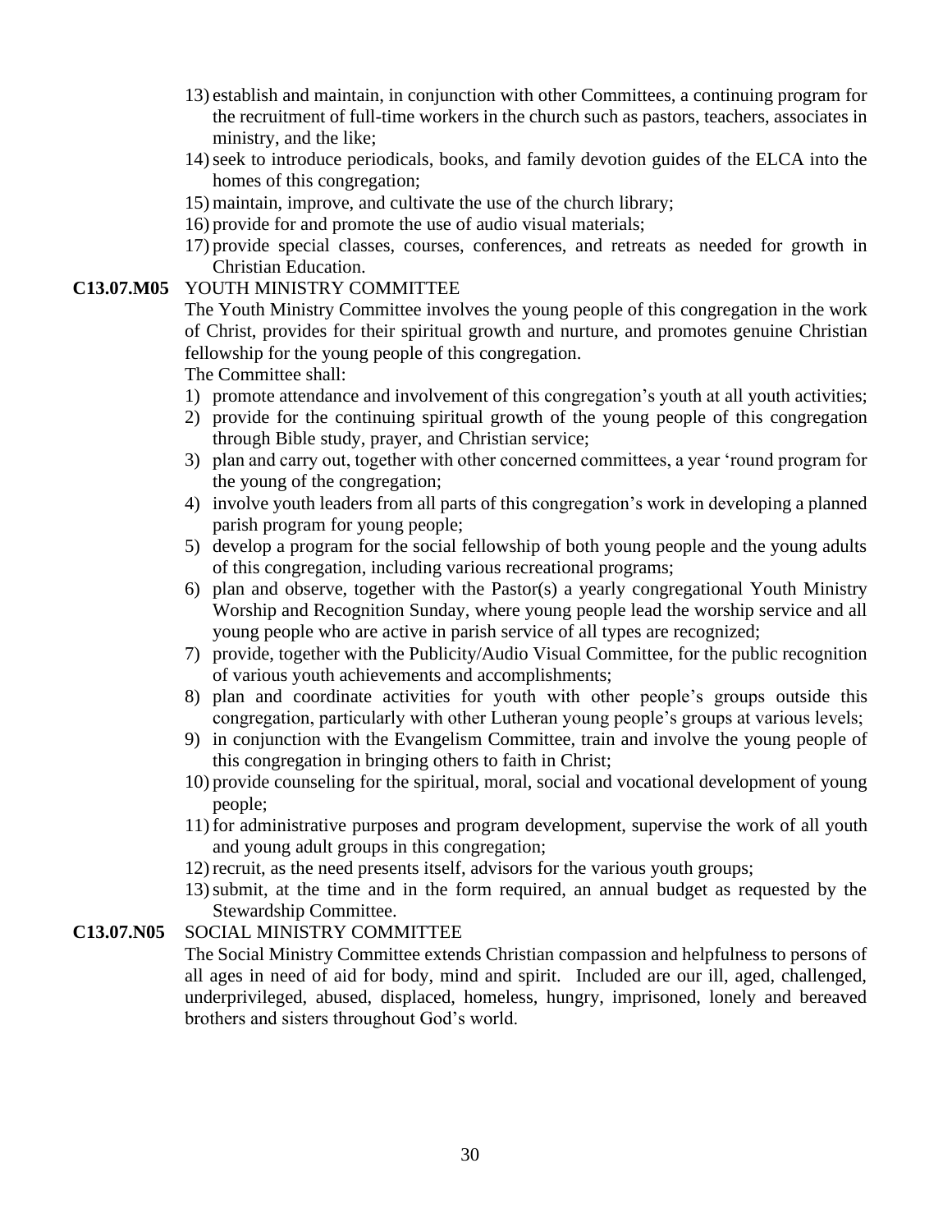13) establish and maintain, in conjunction with other Committees, a continuing program for the recruitment of full-time workers in the church such as pastors, teachers, associates in ministry, and the like;
14) seek to introduce periodicals, books, and family devotion guides of the ELCA into the homes of this congregation;
15) maintain, improve, and cultivate the use of the church library;
16) provide for and promote the use of audio visual materials;
17) provide special classes, courses, conferences, and retreats as needed for growth in Christian Education.

**C13.07.M05** YOUTH MINISTRY COMMITTEE

The Youth Ministry Committee involves the young people of this congregation in the work of Christ, provides for their spiritual growth and nurture, and promotes genuine Christian fellowship for the young people of this congregation.

The Committee shall:

1) promote attendance and involvement of this congregation's youth at all youth activities;
2) provide for the continuing spiritual growth of the young people of this congregation through Bible study, prayer, and Christian service;
3) plan and carry out, together with other concerned committees, a year 'round program for the young of the congregation;
4) involve youth leaders from all parts of this congregation's work in developing a planned parish program for young people;
5) develop a program for the social fellowship of both young people and the young adults of this congregation, including various recreational programs;
6) plan and observe, together with the Pastor(s) a yearly congregational Youth Ministry Worship and Recognition Sunday, where young people lead the worship service and all young people who are active in parish service of all types are recognized;
7) provide, together with the Publicity/Audio Visual Committee, for the public recognition of various youth achievements and accomplishments;
8) plan and coordinate activities for youth with other people's groups outside this congregation, particularly with other Lutheran young people's groups at various levels;
9) in conjunction with the Evangelism Committee, train and involve the young people of this congregation in bringing others to faith in Christ;
10) provide counseling for the spiritual, moral, social and vocational development of young people;
11) for administrative purposes and program development, supervise the work of all youth and young adult groups in this congregation;
12) recruit, as the need presents itself, advisors for the various youth groups;
13) submit, at the time and in the form required, an annual budget as requested by the Stewardship Committee.

**C13.07.N05** SOCIAL MINISTRY COMMITTEE

The Social Ministry Committee extends Christian compassion and helpfulness to persons of all ages in need of aid for body, mind and spirit. Included are our ill, aged, challenged, underprivileged, abused, displaced, homeless, hungry, imprisoned, lonely and bereaved brothers and sisters throughout God's world.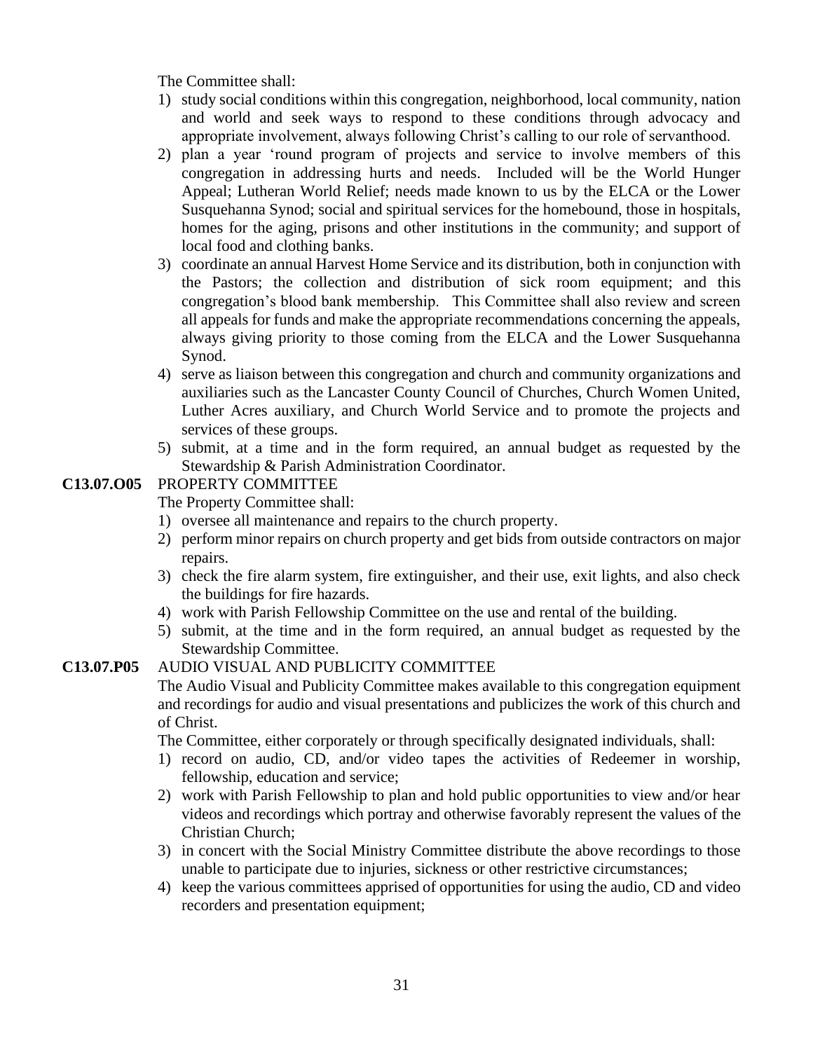The Committee shall:

1) study social conditions within this congregation, neighborhood, local community, nation and world and seek ways to respond to these conditions through advocacy and appropriate involvement, always following Christ's calling to our role of servanthood.
2) plan a year 'round program of projects and service to involve members of this congregation in addressing hurts and needs. Included will be the World Hunger Appeal; Lutheran World Relief; needs made known to us by the ELCA or the Lower Susquehanna Synod; social and spiritual services for the homebound, those in hospitals, homes for the aging, prisons and other institutions in the community; and support of local food and clothing banks.
3) coordinate an annual Harvest Home Service and its distribution, both in conjunction with the Pastors; the collection and distribution of sick room equipment; and this congregation's blood bank membership. This Committee shall also review and screen all appeals for funds and make the appropriate recommendations concerning the appeals, always giving priority to those coming from the ELCA and the Lower Susquehanna Synod.
4) serve as liaison between this congregation and church and community organizations and auxiliaries such as the Lancaster County Council of Churches, Church Women United, Luther Acres auxiliary, and Church World Service and to promote the projects and services of these groups.
5) submit, at a time and in the form required, an annual budget as requested by the Stewardship & Parish Administration Coordinator.

**C13.07.O05** PROPERTY COMMITTEE

The Property Committee shall:

1) oversee all maintenance and repairs to the church property.
2) perform minor repairs on church property and get bids from outside contractors on major repairs.
3) check the fire alarm system, fire extinguisher, and their use, exit lights, and also check the buildings for fire hazards.
4) work with Parish Fellowship Committee on the use and rental of the building.
5) submit, at the time and in the form required, an annual budget as requested by the Stewardship Committee.

**C13.07.P05** AUDIO VISUAL AND PUBLICITY COMMITTEE

The Audio Visual and Publicity Committee makes available to this congregation equipment and recordings for audio and visual presentations and publicizes the work of this church and of Christ.

The Committee, either corporately or through specifically designated individuals, shall:

1) record on audio, CD, and/or video tapes the activities of Redeemer in worship, fellowship, education and service;
2) work with Parish Fellowship to plan and hold public opportunities to view and/or hear videos and recordings which portray and otherwise favorably represent the values of the Christian Church;
3) in concert with the Social Ministry Committee distribute the above recordings to those unable to participate due to injuries, sickness or other restrictive circumstances;
4) keep the various committees apprised of opportunities for using the audio, CD and video recorders and presentation equipment;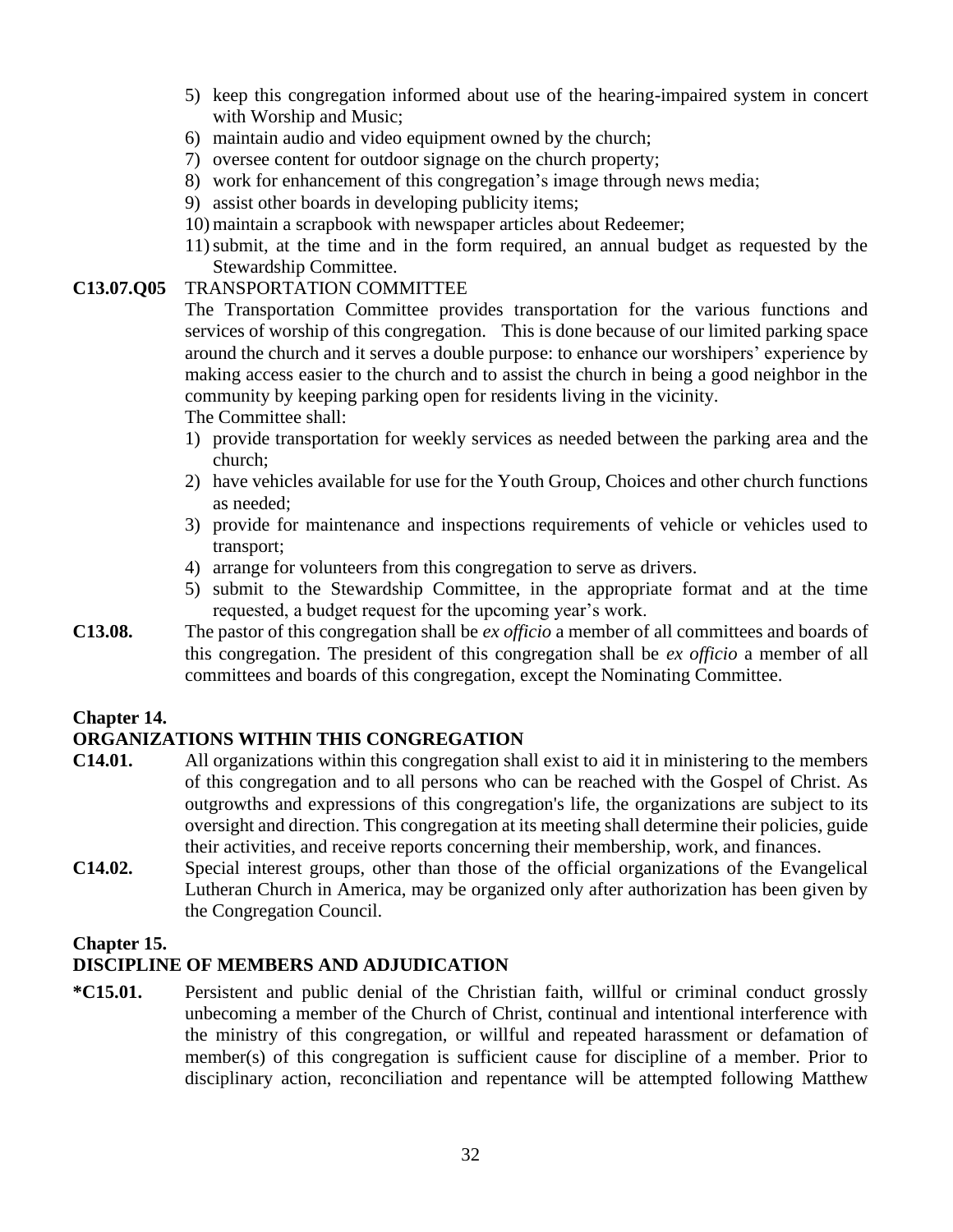5) keep this congregation informed about use of the hearing-impaired system in concert with Worship and Music;
6) maintain audio and video equipment owned by the church;
7) oversee content for outdoor signage on the church property;
8) work for enhancement of this congregation's image through news media;
9) assist other boards in developing publicity items;
10) maintain a scrapbook with newspaper articles about Redeemer;
11) submit, at the time and in the form required, an annual budget as requested by the Stewardship Committee.

**C13.07.Q05** TRANSPORTATION COMMITTEE

The Transportation Committee provides transportation for the various functions and services of worship of this congregation. This is done because of our limited parking space around the church and it serves a double purpose: to enhance our worshipers' experience by making access easier to the church and to assist the church in being a good neighbor in the community by keeping parking open for residents living in the vicinity.

The Committee shall:

1) provide transportation for weekly services as needed between the parking area and the church;
2) have vehicles available for use for the Youth Group, Choices and other church functions as needed;
3) provide for maintenance and inspections requirements of vehicle or vehicles used to transport;
4) arrange for volunteers from this congregation to serve as drivers.
5) submit to the Stewardship Committee, in the appropriate format and at the time requested, a budget request for the upcoming year's work.

**C13.08.** The pastor of this congregation shall be *ex officio* a member of all committees and boards of this congregation. The president of this congregation shall be *ex officio* a member of all committees and boards of this congregation, except the Nominating Committee.

## Chapter 14.
## ORGANIZATIONS WITHIN THIS CONGREGATION

**C14.01.** All organizations within this congregation shall exist to aid it in ministering to the members of this congregation and to all persons who can be reached with the Gospel of Christ. As outgrowths and expressions of this congregation's life, the organizations are subject to its oversight and direction. This congregation at its meeting shall determine their policies, guide their activities, and receive reports concerning their membership, work, and finances.

**C14.02.** Special interest groups, other than those of the official organizations of the Evangelical Lutheran Church in America, may be organized only after authorization has been given by the Congregation Council.

## Chapter 15.
## DISCIPLINE OF MEMBERS AND ADJUDICATION

**\*C15.01.** Persistent and public denial of the Christian faith, willful or criminal conduct grossly unbecoming a member of the Church of Christ, continual and intentional interference with the ministry of this congregation, or willful and repeated harassment or defamation of member(s) of this congregation is sufficient cause for discipline of a member. Prior to disciplinary action, reconciliation and repentance will be attempted following Matthew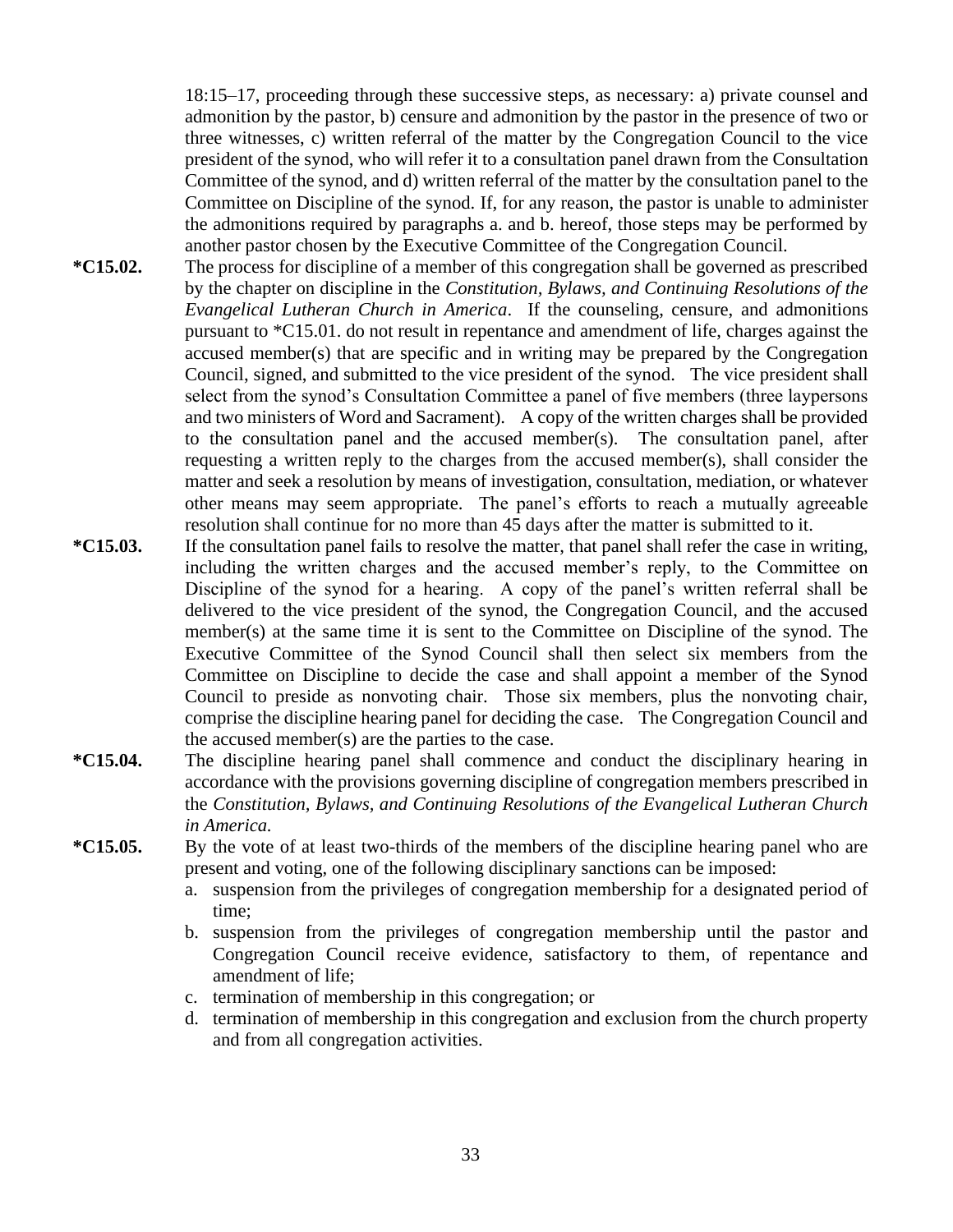18:15–17, proceeding through these successive steps, as necessary: a) private counsel and admonition by the pastor, b) censure and admonition by the pastor in the presence of two or three witnesses, c) written referral of the matter by the Congregation Council to the vice president of the synod, who will refer it to a consultation panel drawn from the Consultation Committee of the synod, and d) written referral of the matter by the consultation panel to the Committee on Discipline of the synod. If, for any reason, the pastor is unable to administer the admonitions required by paragraphs a. and b. hereof, those steps may be performed by another pastor chosen by the Executive Committee of the Congregation Council.

**\*C15.02.** The process for discipline of a member of this congregation shall be governed as prescribed by the chapter on discipline in the *Constitution, Bylaws, and Continuing Resolutions of the Evangelical Lutheran Church in America*. If the counseling, censure, and admonitions pursuant to *C15.01. do not result in repentance and amendment of life, charges against the accused member(s) that are specific and in writing may be prepared by the Congregation Council, signed, and submitted to the vice president of the synod. The vice president shall select from the synod's Consultation Committee a panel of five members (three laypersons and two ministers of Word and Sacrament). A copy of the written charges shall be provided to the consultation panel and the accused member(s). The consultation panel, after requesting a written reply to the charges from the accused member(s), shall consider the matter and seek a resolution by means of investigation, consultation, mediation, or whatever other means may seem appropriate. The panel's efforts to reach a mutually agreeable resolution shall continue for no more than 45 days after the matter is submitted to it.

**\*C15.03.** If the consultation panel fails to resolve the matter, that panel shall refer the case in writing, including the written charges and the accused member's reply, to the Committee on Discipline of the synod for a hearing. A copy of the panel's written referral shall be delivered to the vice president of the synod, the Congregation Council, and the accused member(s) at the same time it is sent to the Committee on Discipline of the synod. The Executive Committee of the Synod Council shall then select six members from the Committee on Discipline to decide the case and shall appoint a member of the Synod Council to preside as nonvoting chair. Those six members, plus the nonvoting chair, comprise the discipline hearing panel for deciding the case. The Congregation Council and the accused member(s) are the parties to the case.

**\*C15.04.** The discipline hearing panel shall commence and conduct the disciplinary hearing in accordance with the provisions governing discipline of congregation members prescribed in the *Constitution, Bylaws, and Continuing Resolutions of the Evangelical Lutheran Church in America.*

**\*C15.05.** By the vote of at least two-thirds of the members of the discipline hearing panel who are present and voting, one of the following disciplinary sanctions can be imposed:

a. suspension from the privileges of congregation membership for a designated period of time;
b. suspension from the privileges of congregation membership until the pastor and Congregation Council receive evidence, satisfactory to them, of repentance and amendment of life;
c. termination of membership in this congregation; or
d. termination of membership in this congregation and exclusion from the church property and from all congregation activities.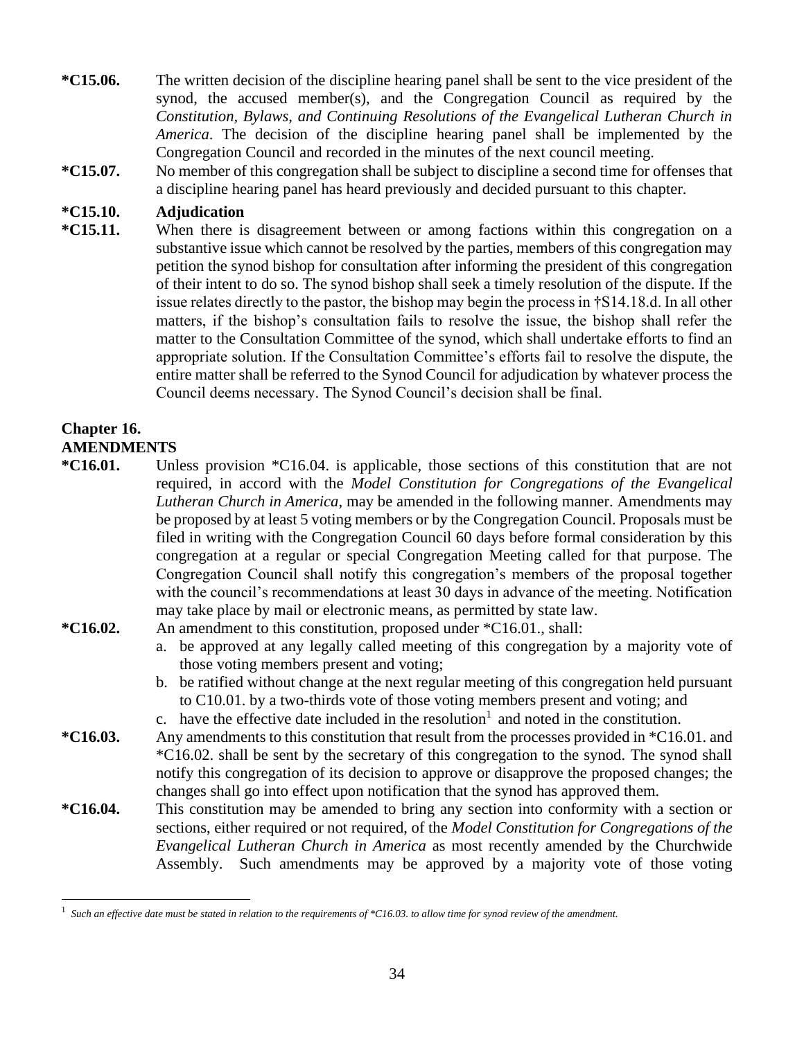**\*C15.06.** The written decision of the discipline hearing panel shall be sent to the vice president of the synod, the accused member(s), and the Congregation Council as required by the *Constitution, Bylaws, and Continuing Resolutions of the Evangelical Lutheran Church in America*. The decision of the discipline hearing panel shall be implemented by the Congregation Council and recorded in the minutes of the next council meeting.

**\*C15.07.** No member of this congregation shall be subject to discipline a second time for offenses that a discipline hearing panel has heard previously and decided pursuant to this chapter.

**\*C15.10. Adjudication**

**\*C15.11.** When there is disagreement between or among factions within this congregation on a substantive issue which cannot be resolved by the parties, members of this congregation may petition the synod bishop for consultation after informing the president of this congregation of their intent to do so. The synod bishop shall seek a timely resolution of the dispute. If the issue relates directly to the pastor, the bishop may begin the process in †S14.18.d. In all other matters, if the bishop's consultation fails to resolve the issue, the bishop shall refer the matter to the Consultation Committee of the synod, which shall undertake efforts to find an appropriate solution. If the Consultation Committee's efforts fail to resolve the dispute, the entire matter shall be referred to the Synod Council for adjudication by whatever process the Council deems necessary. The Synod Council's decision shall be final.

## Chapter 16.
## AMENDMENTS

**\*C16.01.** Unless provision \*C16.04. is applicable, those sections of this constitution that are not required, in accord with the *Model Constitution for Congregations of the Evangelical Lutheran Church in America*, may be amended in the following manner. Amendments may be proposed by at least 5 voting members or by the Congregation Council. Proposals must be filed in writing with the Congregation Council 60 days before formal consideration by this congregation at a regular or special Congregation Meeting called for that purpose. The Congregation Council shall notify this congregation's members of the proposal together with the council's recommendations at least 30 days in advance of the meeting. Notification may take place by mail or electronic means, as permitted by state law.

**\*C16.02.** An amendment to this constitution, proposed under \*C16.01., shall:

a. be approved at any legally called meeting of this congregation by a majority vote of those voting members present and voting;
b. be ratified without change at the next regular meeting of this congregation held pursuant to C10.01. by a two-thirds vote of those voting members present and voting; and
c. have the effective date included in the resolution[1] and noted in the constitution.

**\*C16.03.** Any amendments to this constitution that result from the processes provided in \*C16.01. and \*C16.02. shall be sent by the secretary of this congregation to the synod. The synod shall notify this congregation of its decision to approve or disapprove the proposed changes; the changes shall go into effect upon notification that the synod has approved them.

**\*C16.04.** This constitution may be amended to bring any section into conformity with a section or sections, either required or not required, of the *Model Constitution for Congregations of the Evangelical Lutheran Church in America* as most recently amended by the Churchwide Assembly. Such amendments may be approved by a majority vote of those voting

---

[1] *Such an effective date must be stated in relation to the requirements of \*C16.03. to allow time for synod review of the amendment.*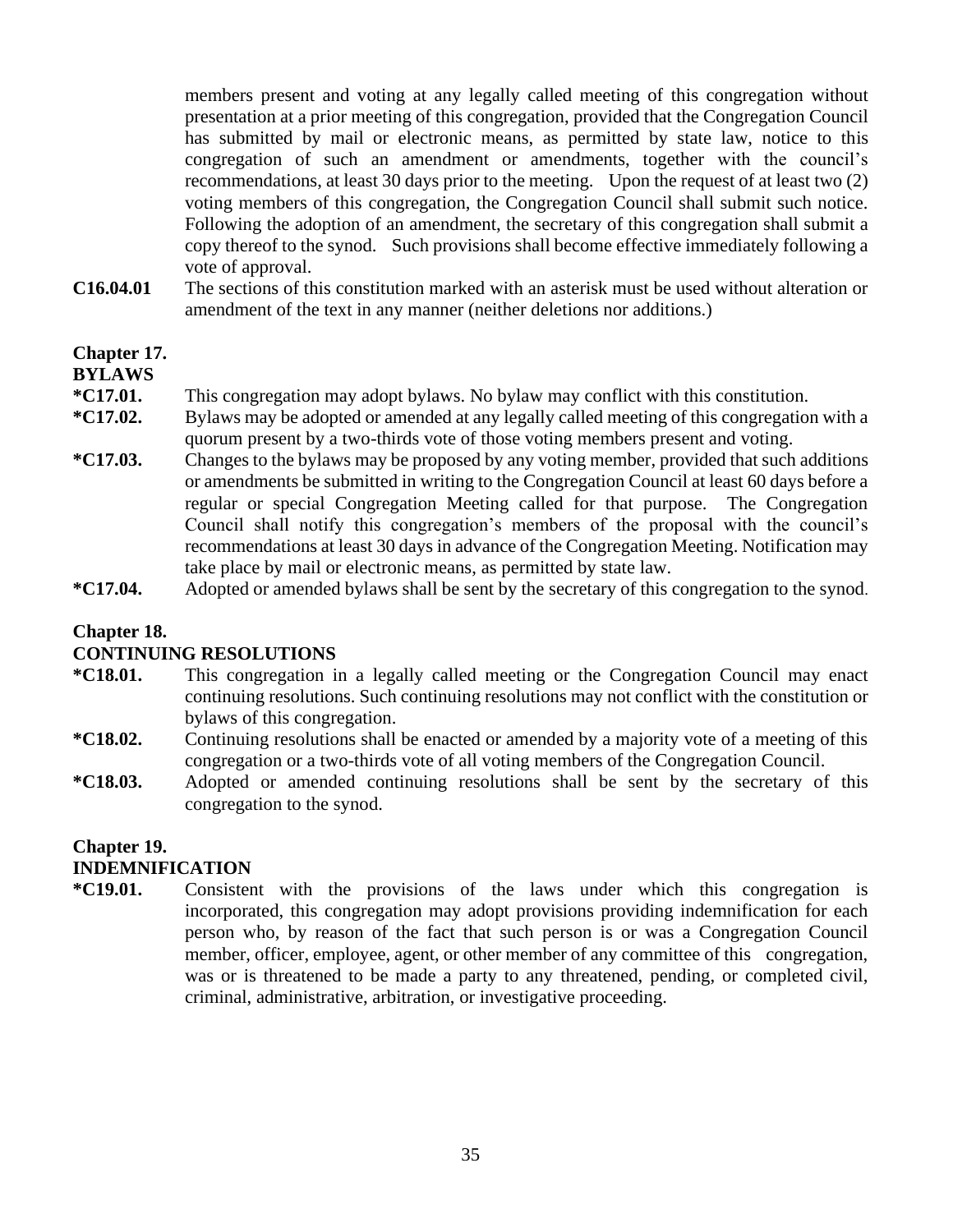members present and voting at any legally called meeting of this congregation without presentation at a prior meeting of this congregation, provided that the Congregation Council has submitted by mail or electronic means, as permitted by state law, notice to this congregation of such an amendment or amendments, together with the council's recommendations, at least 30 days prior to the meeting. Upon the request of at least two (2) voting members of this congregation, the Congregation Council shall submit such notice. Following the adoption of an amendment, the secretary of this congregation shall submit a copy thereof to the synod. Such provisions shall become effective immediately following a vote of approval.

**C16.04.01** The sections of this constitution marked with an asterisk must be used without alteration or amendment of the text in any manner (neither deletions nor additions.)

## Chapter 17.
## BYLAWS

***C17.01.** This congregation may adopt bylaws. No bylaw may conflict with this constitution.

***C17.02.** Bylaws may be adopted or amended at any legally called meeting of this congregation with a quorum present by a two-thirds vote of those voting members present and voting.

***C17.03.** Changes to the bylaws may be proposed by any voting member, provided that such additions or amendments be submitted in writing to the Congregation Council at least 60 days before a regular or special Congregation Meeting called for that purpose. The Congregation Council shall notify this congregation's members of the proposal with the council's recommendations at least 30 days in advance of the Congregation Meeting. Notification may take place by mail or electronic means, as permitted by state law.

***C17.04.** Adopted or amended bylaws shall be sent by the secretary of this congregation to the synod.

## Chapter 18.
## CONTINUING RESOLUTIONS

***C18.01.** This congregation in a legally called meeting or the Congregation Council may enact continuing resolutions. Such continuing resolutions may not conflict with the constitution or bylaws of this congregation.

***C18.02.** Continuing resolutions shall be enacted or amended by a majority vote of a meeting of this congregation or a two-thirds vote of all voting members of the Congregation Council.

***C18.03.** Adopted or amended continuing resolutions shall be sent by the secretary of this congregation to the synod.

## Chapter 19.
## INDEMNIFICATION

***C19.01.** Consistent with the provisions of the laws under which this congregation is incorporated, this congregation may adopt provisions providing indemnification for each person who, by reason of the fact that such person is or was a Congregation Council member, officer, employee, agent, or other member of any committee of this congregation, was or is threatened to be made a party to any threatened, pending, or completed civil, criminal, administrative, arbitration, or investigative proceeding.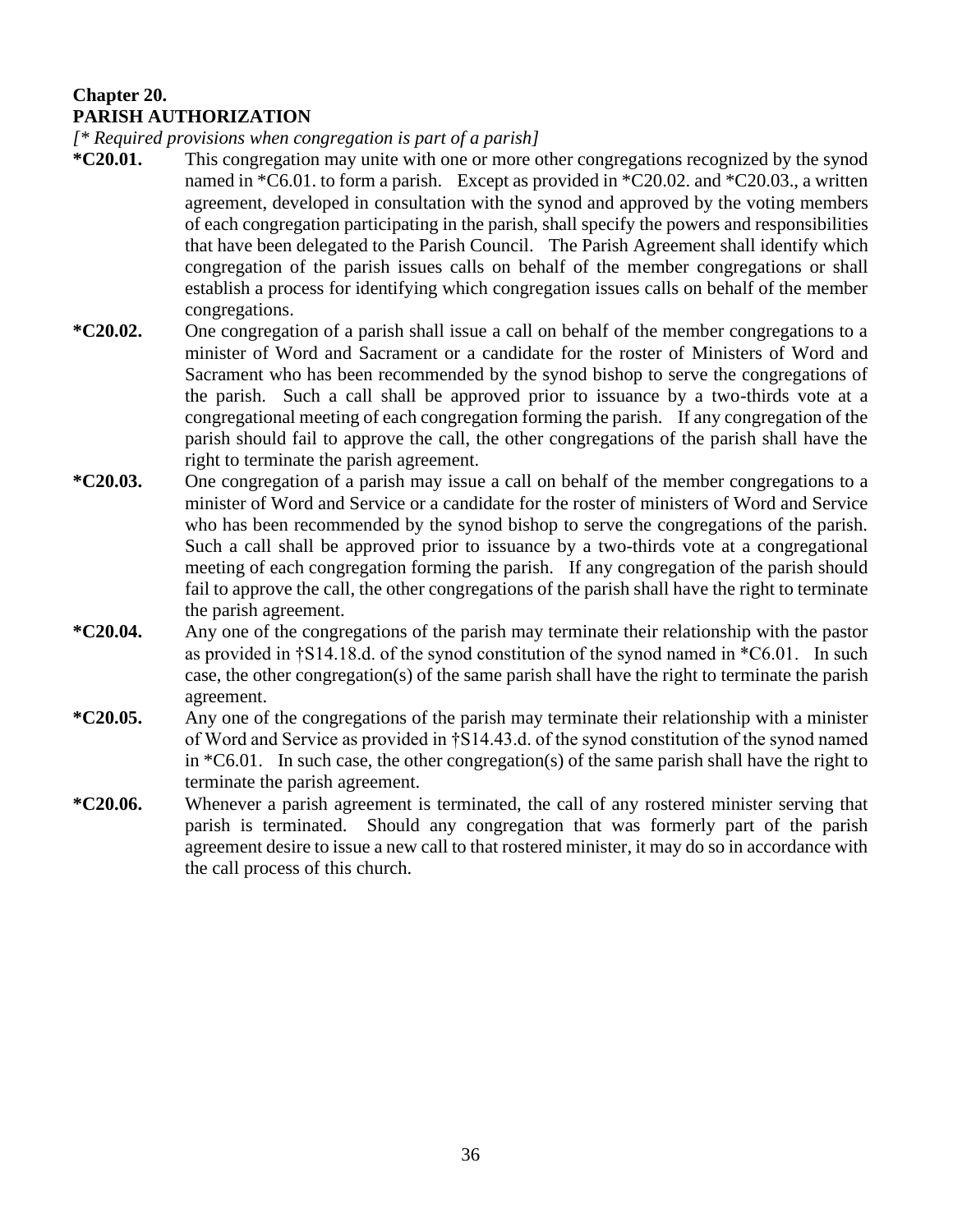## Chapter 20.
## PARISH AUTHORIZATION

*[* Required provisions when congregation is part of a parish]*

**\*C20.01.** This congregation may unite with one or more other congregations recognized by the synod named in *C6.01. to form a parish. Except as provided in *C20.02. and *C20.03., a written agreement, developed in consultation with the synod and approved by the voting members of each congregation participating in the parish, shall specify the powers and responsibilities that have been delegated to the Parish Council. The Parish Agreement shall identify which congregation of the parish issues calls on behalf of the member congregations or shall establish a process for identifying which congregation issues calls on behalf of the member congregations.

**\*C20.02.** One congregation of a parish shall issue a call on behalf of the member congregations to a minister of Word and Sacrament or a candidate for the roster of Ministers of Word and Sacrament who has been recommended by the synod bishop to serve the congregations of the parish. Such a call shall be approved prior to issuance by a two-thirds vote at a congregational meeting of each congregation forming the parish. If any congregation of the parish should fail to approve the call, the other congregations of the parish shall have the right to terminate the parish agreement.

**\*C20.03.** One congregation of a parish may issue a call on behalf of the member congregations to a minister of Word and Service or a candidate for the roster of ministers of Word and Service who has been recommended by the synod bishop to serve the congregations of the parish. Such a call shall be approved prior to issuance by a two-thirds vote at a congregational meeting of each congregation forming the parish. If any congregation of the parish should fail to approve the call, the other congregations of the parish shall have the right to terminate the parish agreement.

**\*C20.04.** Any one of the congregations of the parish may terminate their relationship with the pastor as provided in †S14.18.d. of the synod constitution of the synod named in *C6.01. In such case, the other congregation(s) of the same parish shall have the right to terminate the parish agreement.

**\*C20.05.** Any one of the congregations of the parish may terminate their relationship with a minister of Word and Service as provided in †S14.43.d. of the synod constitution of the synod named in *C6.01. In such case, the other congregation(s) of the same parish shall have the right to terminate the parish agreement.

**\*C20.06.** Whenever a parish agreement is terminated, the call of any rostered minister serving that parish is terminated. Should any congregation that was formerly part of the parish agreement desire to issue a new call to that rostered minister, it may do so in accordance with the call process of this church.